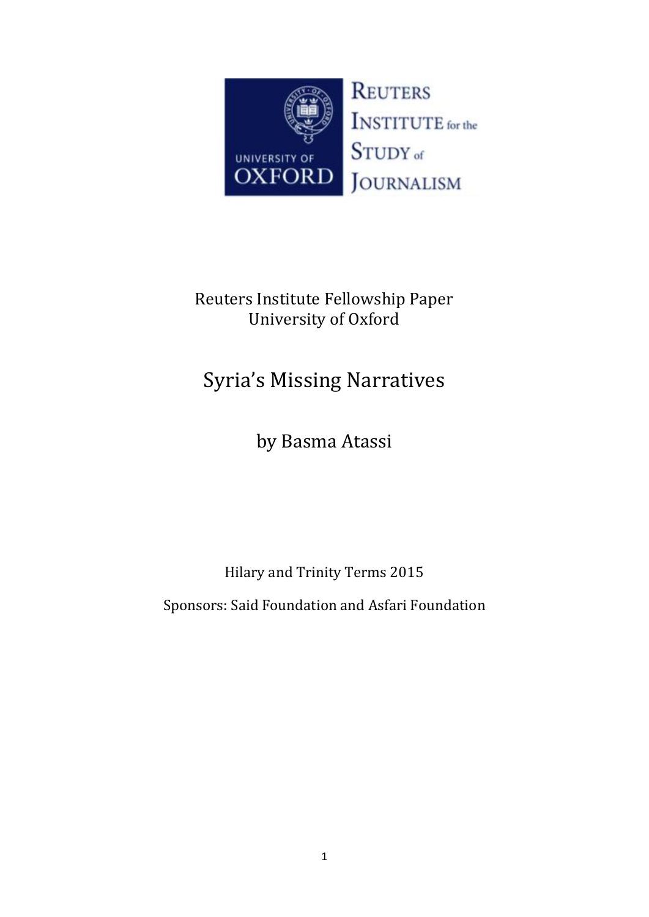Reuters Institute Fellowship Paper
University of Oxford

# Syria's Missing Narratives

by Basma Atassi

Hilary and Trinity Terms 2015

Sponsors: Said Foundation and Asfari Foundation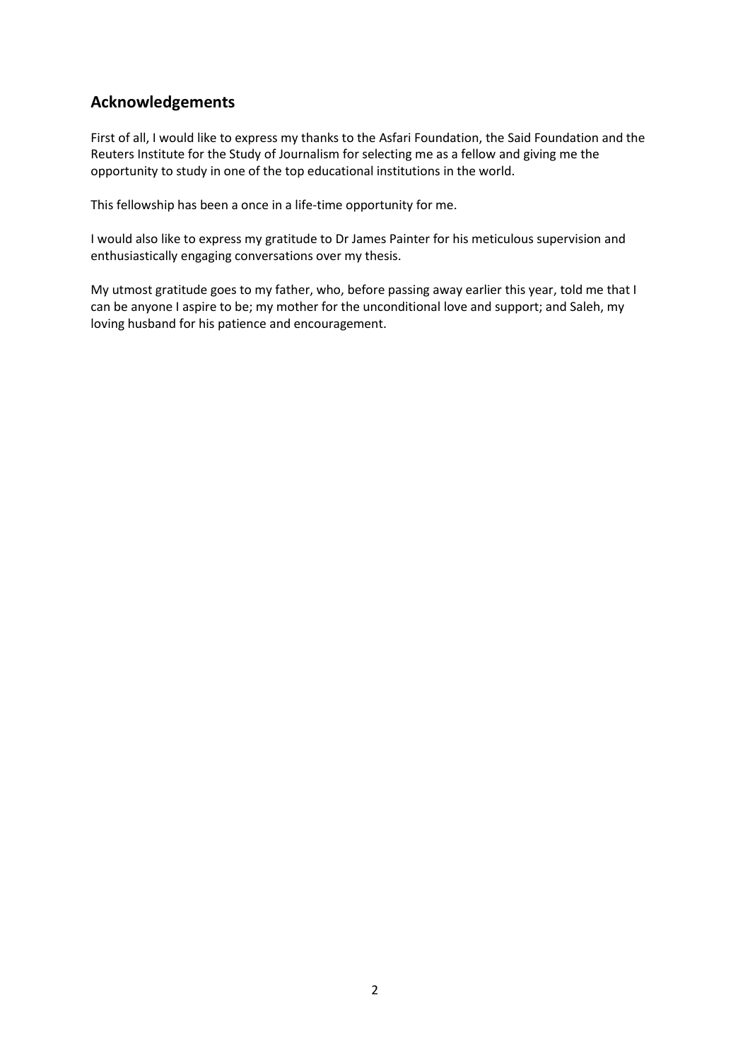## Acknowledgements

First of all, I would like to express my thanks to the Asfari Foundation, the Said Foundation and the Reuters Institute for the Study of Journalism for selecting me as a fellow and giving me the opportunity to study in one of the top educational institutions in the world.

This fellowship has been a once in a life-time opportunity for me.

I would also like to express my gratitude to Dr James Painter for his meticulous supervision and enthusiastically engaging conversations over my thesis.

My utmost gratitude goes to my father, who, before passing away earlier this year, told me that I can be anyone I aspire to be; my mother for the unconditional love and support; and Saleh, my loving husband for his patience and encouragement.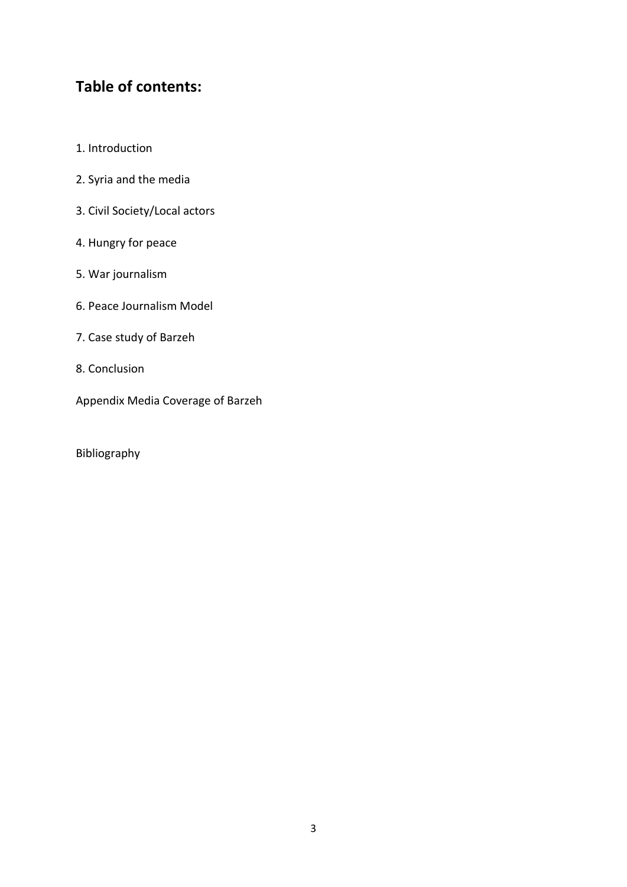## Table of contents:

1. Introduction
2. Syria and the media
3. Civil Society/Local actors
4. Hungry for peace
5. War journalism
6. Peace Journalism Model
7. Case study of Barzeh
8. Conclusion

Appendix Media Coverage of Barzeh

Bibliography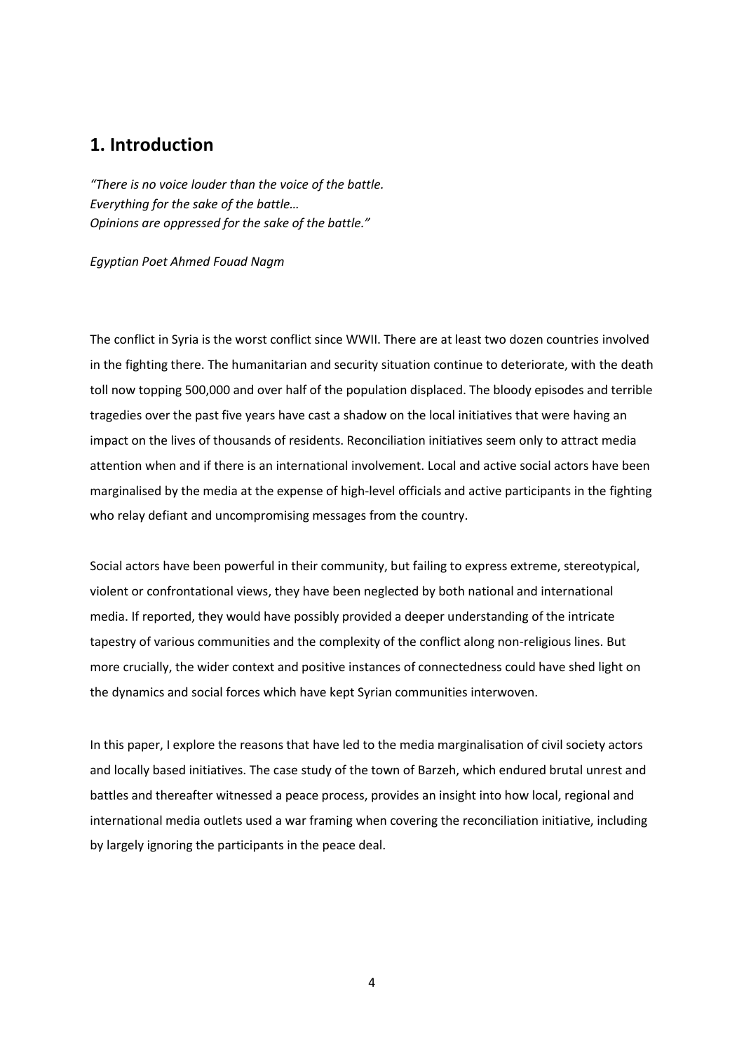## 1. Introduction

*"There is no voice louder than the voice of the battle.*
*Everything for the sake of the battle…*
*Opinions are oppressed for the sake of the battle."*

*Egyptian Poet Ahmed Fouad Nagm*

The conflict in Syria is the worst conflict since WWII. There are at least two dozen countries involved in the fighting there. The humanitarian and security situation continue to deteriorate, with the death toll now topping 500,000 and over half of the population displaced. The bloody episodes and terrible tragedies over the past five years have cast a shadow on the local initiatives that were having an impact on the lives of thousands of residents. Reconciliation initiatives seem only to attract media attention when and if there is an international involvement. Local and active social actors have been marginalised by the media at the expense of high-level officials and active participants in the fighting who relay defiant and uncompromising messages from the country.

Social actors have been powerful in their community, but failing to express extreme, stereotypical, violent or confrontational views, they have been neglected by both national and international media. If reported, they would have possibly provided a deeper understanding of the intricate tapestry of various communities and the complexity of the conflict along non-religious lines. But more crucially, the wider context and positive instances of connectedness could have shed light on the dynamics and social forces which have kept Syrian communities interwoven.

In this paper, I explore the reasons that have led to the media marginalisation of civil society actors and locally based initiatives. The case study of the town of Barzeh, which endured brutal unrest and battles and thereafter witnessed a peace process, provides an insight into how local, regional and international media outlets used a war framing when covering the reconciliation initiative, including by largely ignoring the participants in the peace deal.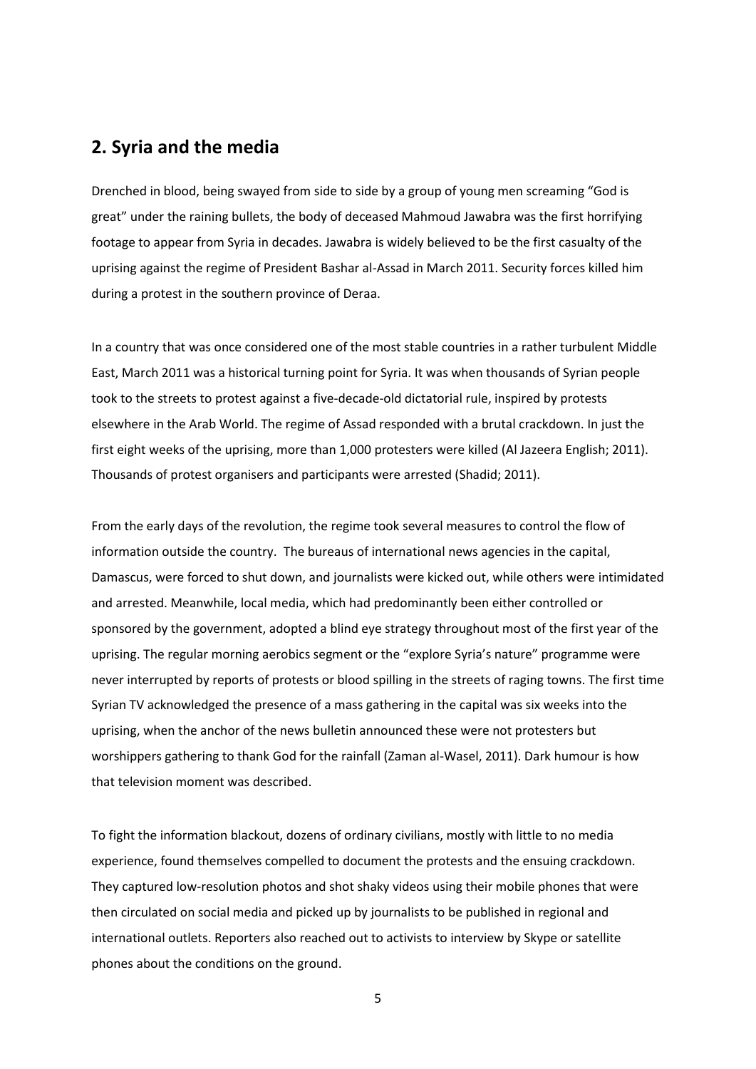## 2. Syria and the media

Drenched in blood, being swayed from side to side by a group of young men screaming "God is great" under the raining bullets, the body of deceased Mahmoud Jawabra was the first horrifying footage to appear from Syria in decades. Jawabra is widely believed to be the first casualty of the uprising against the regime of President Bashar al-Assad in March 2011. Security forces killed him during a protest in the southern province of Deraa.

In a country that was once considered one of the most stable countries in a rather turbulent Middle East, March 2011 was a historical turning point for Syria. It was when thousands of Syrian people took to the streets to protest against a five-decade-old dictatorial rule, inspired by protests elsewhere in the Arab World. The regime of Assad responded with a brutal crackdown. In just the first eight weeks of the uprising, more than 1,000 protesters were killed (Al Jazeera English; 2011). Thousands of protest organisers and participants were arrested (Shadid; 2011).

From the early days of the revolution, the regime took several measures to control the flow of information outside the country. The bureaus of international news agencies in the capital, Damascus, were forced to shut down, and journalists were kicked out, while others were intimidated and arrested. Meanwhile, local media, which had predominantly been either controlled or sponsored by the government, adopted a blind eye strategy throughout most of the first year of the uprising. The regular morning aerobics segment or the "explore Syria's nature" programme were never interrupted by reports of protests or blood spilling in the streets of raging towns. The first time Syrian TV acknowledged the presence of a mass gathering in the capital was six weeks into the uprising, when the anchor of the news bulletin announced these were not protesters but worshippers gathering to thank God for the rainfall (Zaman al-Wasel, 2011). Dark humour is how that television moment was described.

To fight the information blackout, dozens of ordinary civilians, mostly with little to no media experience, found themselves compelled to document the protests and the ensuing crackdown. They captured low-resolution photos and shot shaky videos using their mobile phones that were then circulated on social media and picked up by journalists to be published in regional and international outlets. Reporters also reached out to activists to interview by Skype or satellite phones about the conditions on the ground.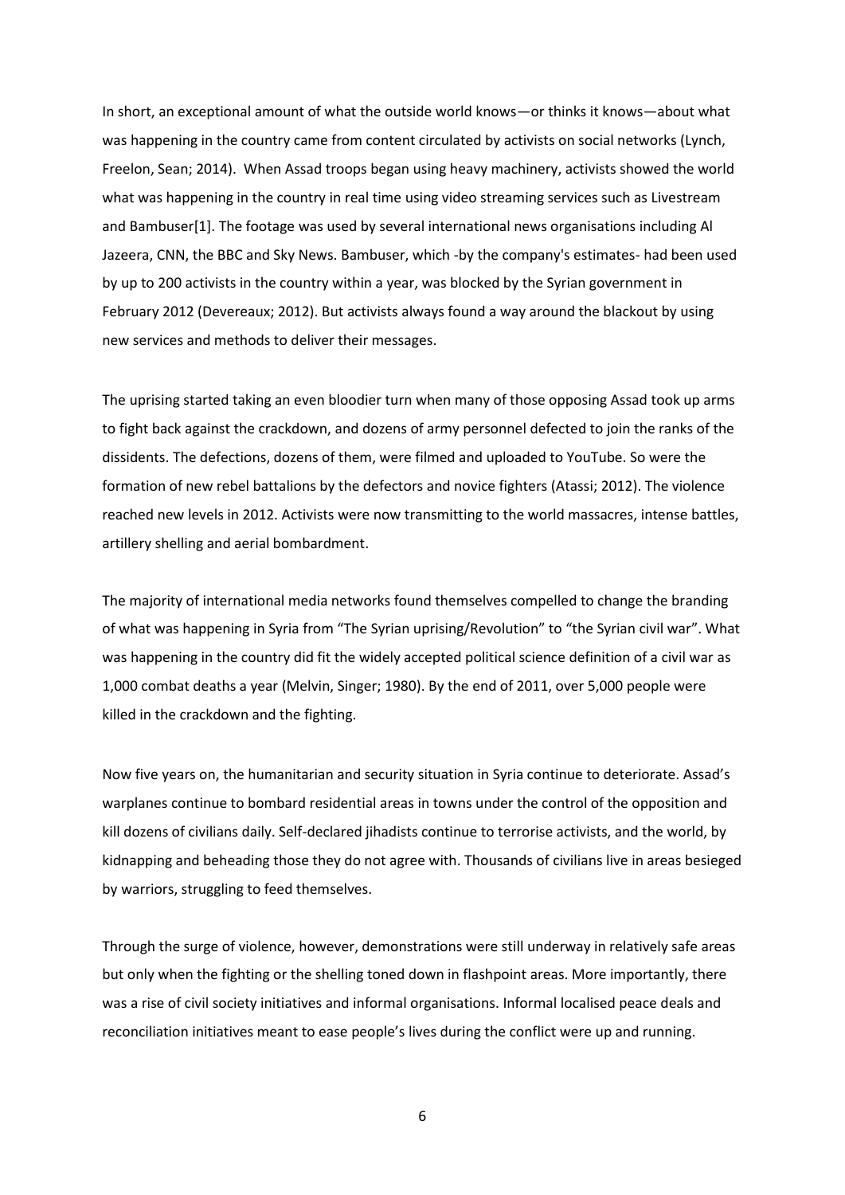In short, an exceptional amount of what the outside world knows—or thinks it knows—about what was happening in the country came from content circulated by activists on social networks (Lynch, Freelon, Sean; 2014). When Assad troops began using heavy machinery, activists showed the world what was happening in the country in real time using video streaming services such as Livestream and Bambuser[1]. The footage was used by several international news organisations including Al Jazeera, CNN, the BBC and Sky News. Bambuser, which -by the company's estimates- had been used by up to 200 activists in the country within a year, was blocked by the Syrian government in February 2012 (Devereaux; 2012). But activists always found a way around the blackout by using new services and methods to deliver their messages.

The uprising started taking an even bloodier turn when many of those opposing Assad took up arms to fight back against the crackdown, and dozens of army personnel defected to join the ranks of the dissidents. The defections, dozens of them, were filmed and uploaded to YouTube. So were the formation of new rebel battalions by the defectors and novice fighters (Atassi; 2012). The violence reached new levels in 2012. Activists were now transmitting to the world massacres, intense battles, artillery shelling and aerial bombardment.

The majority of international media networks found themselves compelled to change the branding of what was happening in Syria from "The Syrian uprising/Revolution" to "the Syrian civil war". What was happening in the country did fit the widely accepted political science definition of a civil war as 1,000 combat deaths a year (Melvin, Singer; 1980). By the end of 2011, over 5,000 people were killed in the crackdown and the fighting.

Now five years on, the humanitarian and security situation in Syria continue to deteriorate. Assad's warplanes continue to bombard residential areas in towns under the control of the opposition and kill dozens of civilians daily. Self-declared jihadists continue to terrorise activists, and the world, by kidnapping and beheading those they do not agree with. Thousands of civilians live in areas besieged by warriors, struggling to feed themselves.

Through the surge of violence, however, demonstrations were still underway in relatively safe areas but only when the fighting or the shelling toned down in flashpoint areas. More importantly, there was a rise of civil society initiatives and informal organisations. Informal localised peace deals and reconciliation initiatives meant to ease people's lives during the conflict were up and running.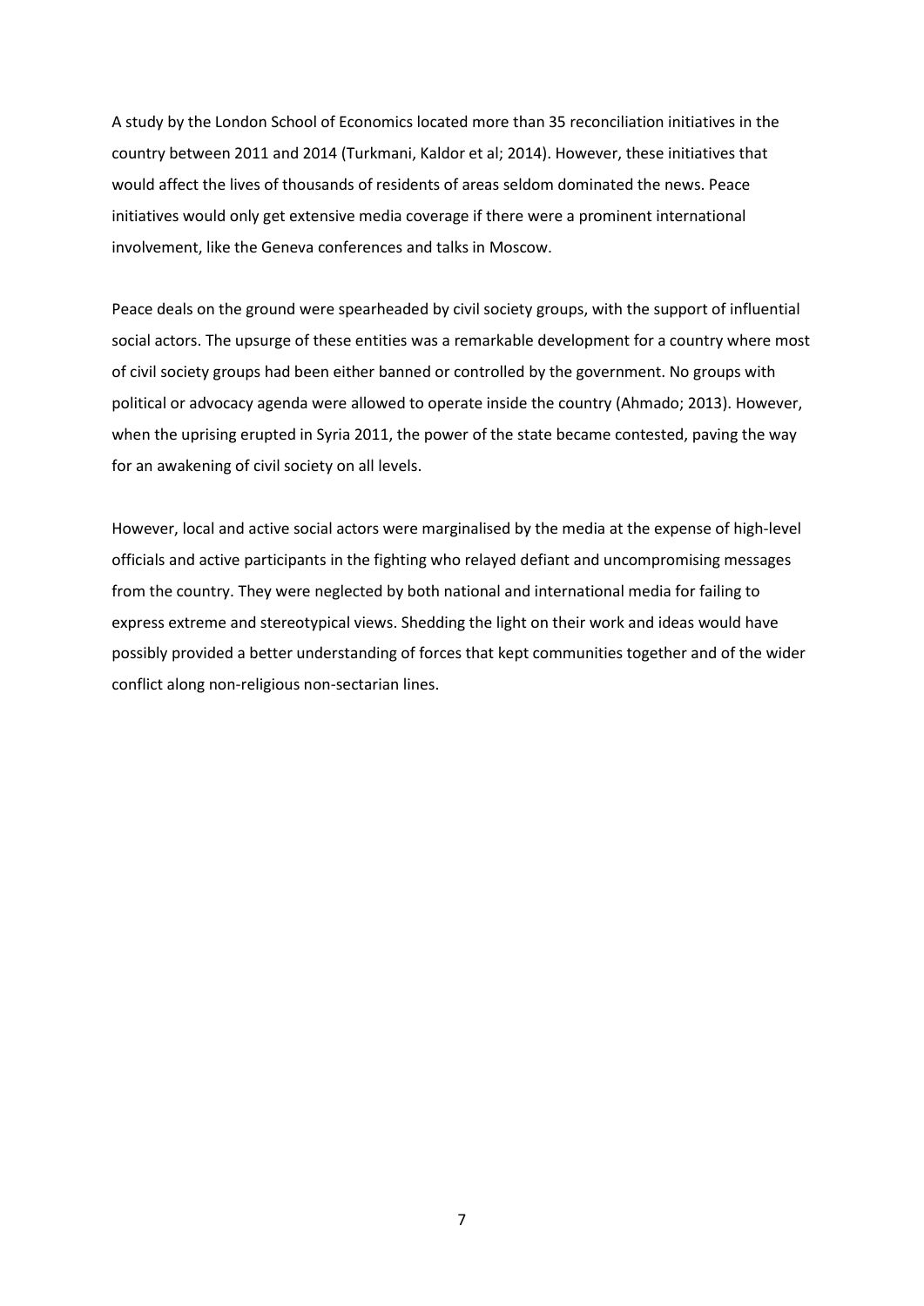A study by the London School of Economics located more than 35 reconciliation initiatives in the country between 2011 and 2014 (Turkmani, Kaldor et al; 2014). However, these initiatives that would affect the lives of thousands of residents of areas seldom dominated the news. Peace initiatives would only get extensive media coverage if there were a prominent international involvement, like the Geneva conferences and talks in Moscow.

Peace deals on the ground were spearheaded by civil society groups, with the support of influential social actors. The upsurge of these entities was a remarkable development for a country where most of civil society groups had been either banned or controlled by the government. No groups with political or advocacy agenda were allowed to operate inside the country (Ahmado; 2013). However, when the uprising erupted in Syria 2011, the power of the state became contested, paving the way for an awakening of civil society on all levels.

However, local and active social actors were marginalised by the media at the expense of high-level officials and active participants in the fighting who relayed defiant and uncompromising messages from the country. They were neglected by both national and international media for failing to express extreme and stereotypical views. Shedding the light on their work and ideas would have possibly provided a better understanding of forces that kept communities together and of the wider conflict along non-religious non-sectarian lines.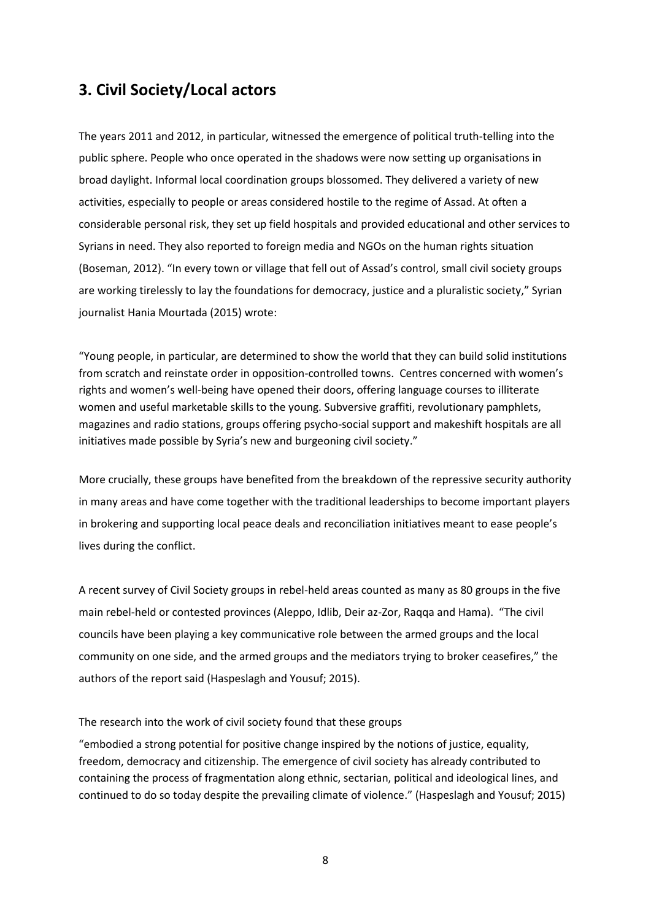## 3. Civil Society/Local actors

The years 2011 and 2012, in particular, witnessed the emergence of political truth-telling into the public sphere. People who once operated in the shadows were now setting up organisations in broad daylight. Informal local coordination groups blossomed. They delivered a variety of new activities, especially to people or areas considered hostile to the regime of Assad. At often a considerable personal risk, they set up field hospitals and provided educational and other services to Syrians in need. They also reported to foreign media and NGOs on the human rights situation (Boseman, 2012). "In every town or village that fell out of Assad's control, small civil society groups are working tirelessly to lay the foundations for democracy, justice and a pluralistic society," Syrian journalist Hania Mourtada (2015) wrote:

"Young people, in particular, are determined to show the world that they can build solid institutions from scratch and reinstate order in opposition-controlled towns. Centres concerned with women's rights and women's well-being have opened their doors, offering language courses to illiterate women and useful marketable skills to the young. Subversive graffiti, revolutionary pamphlets, magazines and radio stations, groups offering psycho-social support and makeshift hospitals are all initiatives made possible by Syria's new and burgeoning civil society."

More crucially, these groups have benefited from the breakdown of the repressive security authority in many areas and have come together with the traditional leaderships to become important players in brokering and supporting local peace deals and reconciliation initiatives meant to ease people's lives during the conflict.

A recent survey of Civil Society groups in rebel-held areas counted as many as 80 groups in the five main rebel-held or contested provinces (Aleppo, Idlib, Deir az-Zor, Raqqa and Hama). "The civil councils have been playing a key communicative role between the armed groups and the local community on one side, and the armed groups and the mediators trying to broker ceasefires," the authors of the report said (Haspeslagh and Yousuf; 2015).

The research into the work of civil society found that these groups

"embodied a strong potential for positive change inspired by the notions of justice, equality, freedom, democracy and citizenship. The emergence of civil society has already contributed to containing the process of fragmentation along ethnic, sectarian, political and ideological lines, and continued to do so today despite the prevailing climate of violence." (Haspeslagh and Yousuf; 2015)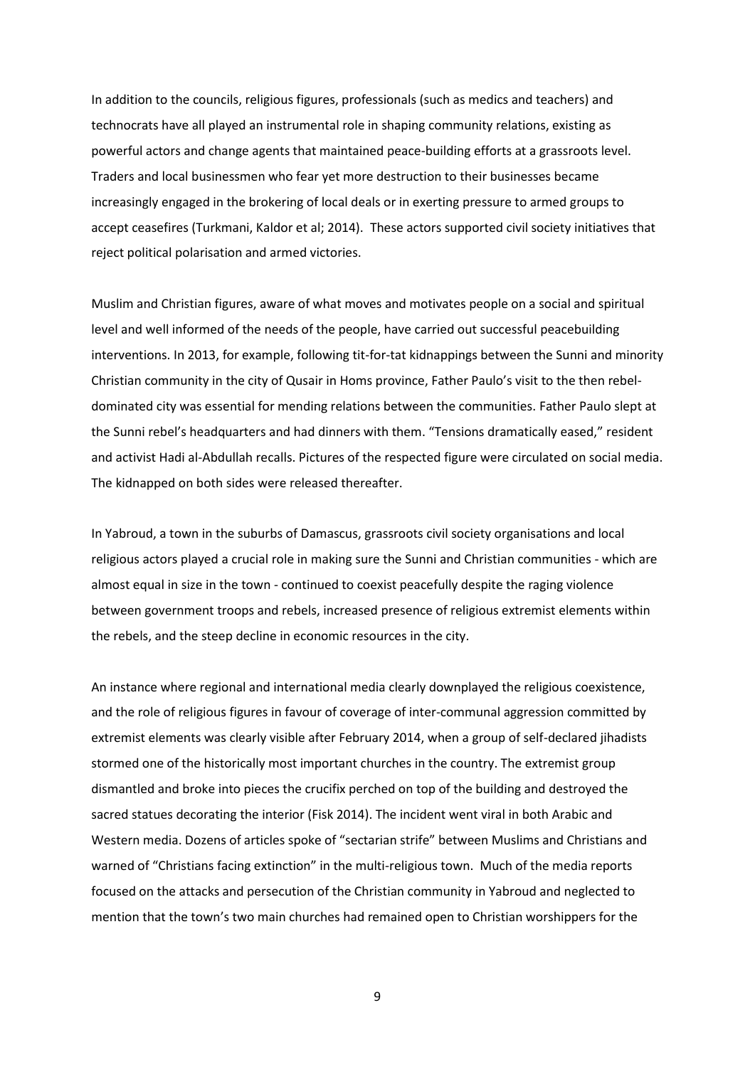In addition to the councils, religious figures, professionals (such as medics and teachers) and technocrats have all played an instrumental role in shaping community relations, existing as powerful actors and change agents that maintained peace-building efforts at a grassroots level. Traders and local businessmen who fear yet more destruction to their businesses became increasingly engaged in the brokering of local deals or in exerting pressure to armed groups to accept ceasefires (Turkmani, Kaldor et al; 2014). These actors supported civil society initiatives that reject political polarisation and armed victories.

Muslim and Christian figures, aware of what moves and motivates people on a social and spiritual level and well informed of the needs of the people, have carried out successful peacebuilding interventions. In 2013, for example, following tit-for-tat kidnappings between the Sunni and minority Christian community in the city of Qusair in Homs province, Father Paulo's visit to the then rebel-dominated city was essential for mending relations between the communities. Father Paulo slept at the Sunni rebel's headquarters and had dinners with them. "Tensions dramatically eased," resident and activist Hadi al-Abdullah recalls. Pictures of the respected figure were circulated on social media. The kidnapped on both sides were released thereafter.

In Yabroud, a town in the suburbs of Damascus, grassroots civil society organisations and local religious actors played a crucial role in making sure the Sunni and Christian communities - which are almost equal in size in the town - continued to coexist peacefully despite the raging violence between government troops and rebels, increased presence of religious extremist elements within the rebels, and the steep decline in economic resources in the city.

An instance where regional and international media clearly downplayed the religious coexistence, and the role of religious figures in favour of coverage of inter-communal aggression committed by extremist elements was clearly visible after February 2014, when a group of self-declared jihadists stormed one of the historically most important churches in the country. The extremist group dismantled and broke into pieces the crucifix perched on top of the building and destroyed the sacred statues decorating the interior (Fisk 2014). The incident went viral in both Arabic and Western media. Dozens of articles spoke of "sectarian strife" between Muslims and Christians and warned of "Christians facing extinction" in the multi-religious town. Much of the media reports focused on the attacks and persecution of the Christian community in Yabroud and neglected to mention that the town's two main churches had remained open to Christian worshippers for the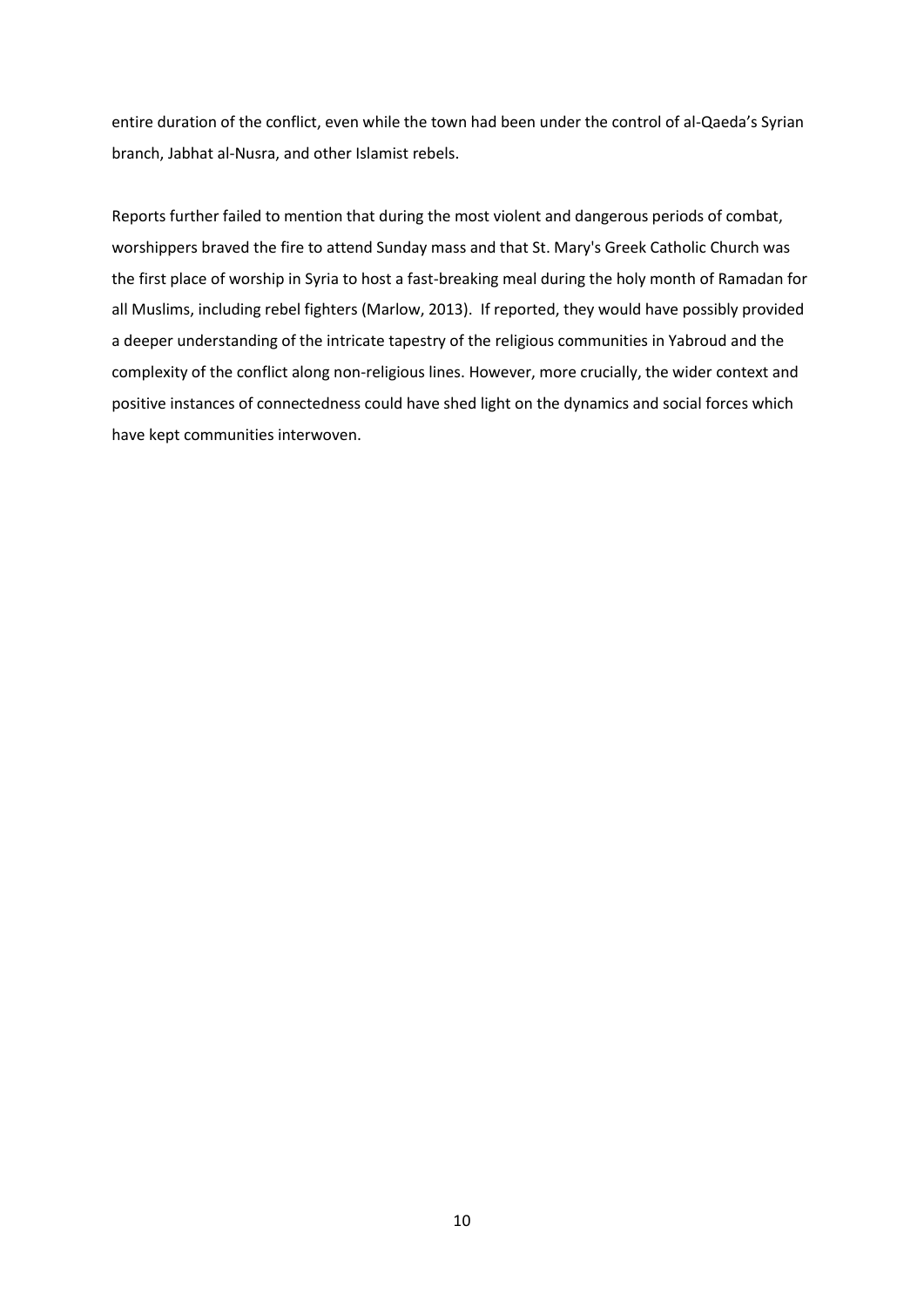entire duration of the conflict, even while the town had been under the control of al-Qaeda's Syrian branch, Jabhat al-Nusra, and other Islamist rebels.

Reports further failed to mention that during the most violent and dangerous periods of combat, worshippers braved the fire to attend Sunday mass and that St. Mary's Greek Catholic Church was the first place of worship in Syria to host a fast-breaking meal during the holy month of Ramadan for all Muslims, including rebel fighters (Marlow, 2013). If reported, they would have possibly provided a deeper understanding of the intricate tapestry of the religious communities in Yabroud and the complexity of the conflict along non-religious lines. However, more crucially, the wider context and positive instances of connectedness could have shed light on the dynamics and social forces which have kept communities interwoven.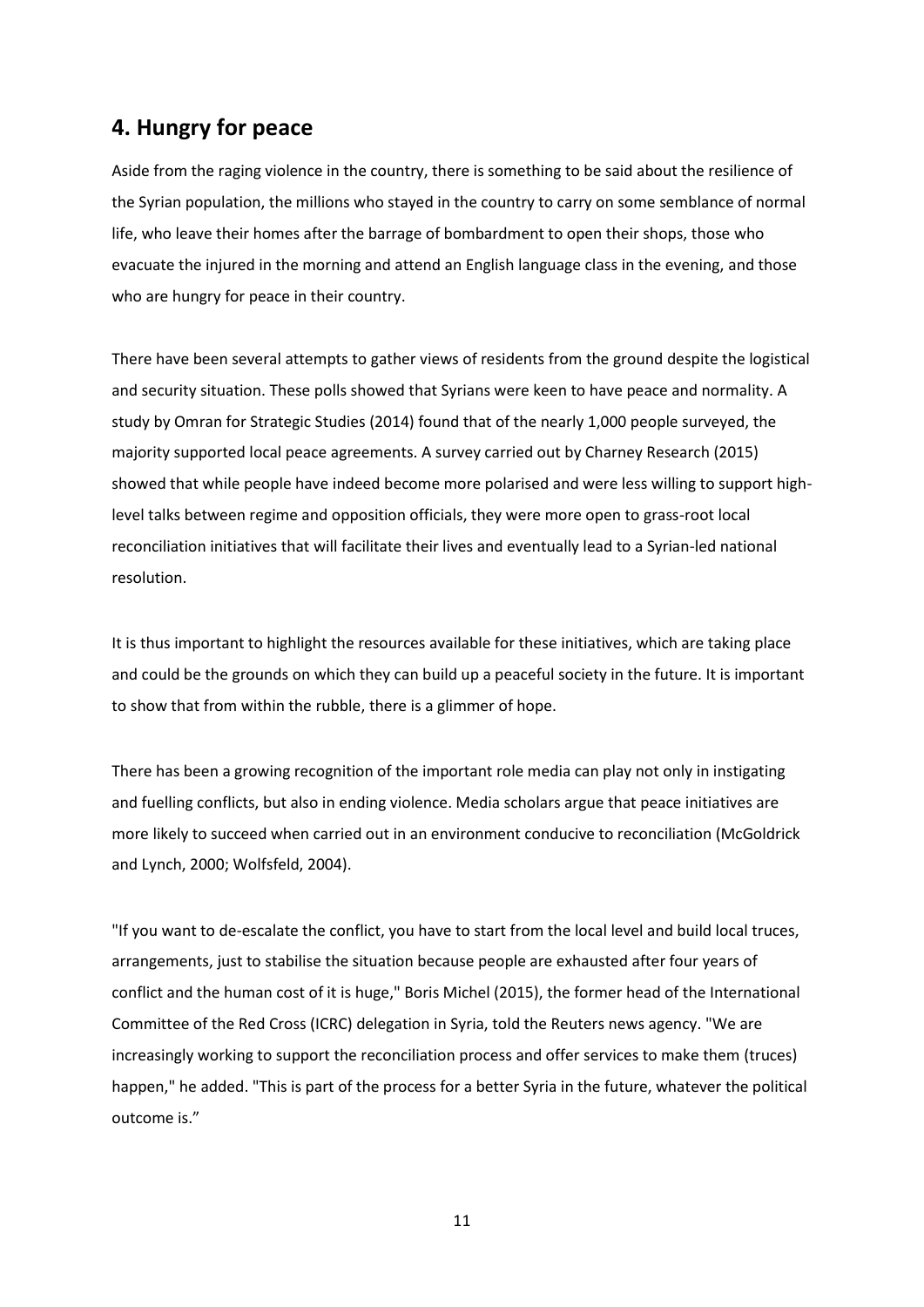## 4. Hungry for peace

Aside from the raging violence in the country, there is something to be said about the resilience of the Syrian population, the millions who stayed in the country to carry on some semblance of normal life, who leave their homes after the barrage of bombardment to open their shops, those who evacuate the injured in the morning and attend an English language class in the evening, and those who are hungry for peace in their country.

There have been several attempts to gather views of residents from the ground despite the logistical and security situation. These polls showed that Syrians were keen to have peace and normality. A study by Omran for Strategic Studies (2014) found that of the nearly 1,000 people surveyed, the majority supported local peace agreements. A survey carried out by Charney Research (2015) showed that while people have indeed become more polarised and were less willing to support high-level talks between regime and opposition officials, they were more open to grass-root local reconciliation initiatives that will facilitate their lives and eventually lead to a Syrian-led national resolution.

It is thus important to highlight the resources available for these initiatives, which are taking place and could be the grounds on which they can build up a peaceful society in the future. It is important to show that from within the rubble, there is a glimmer of hope.

There has been a growing recognition of the important role media can play not only in instigating and fuelling conflicts, but also in ending violence. Media scholars argue that peace initiatives are more likely to succeed when carried out in an environment conducive to reconciliation (McGoldrick and Lynch, 2000; Wolfsfeld, 2004).

"If you want to de-escalate the conflict, you have to start from the local level and build local truces, arrangements, just to stabilise the situation because people are exhausted after four years of conflict and the human cost of it is huge," Boris Michel (2015), the former head of the International Committee of the Red Cross (ICRC) delegation in Syria, told the Reuters news agency. "We are increasingly working to support the reconciliation process and offer services to make them (truces) happen," he added. "This is part of the process for a better Syria in the future, whatever the political outcome is."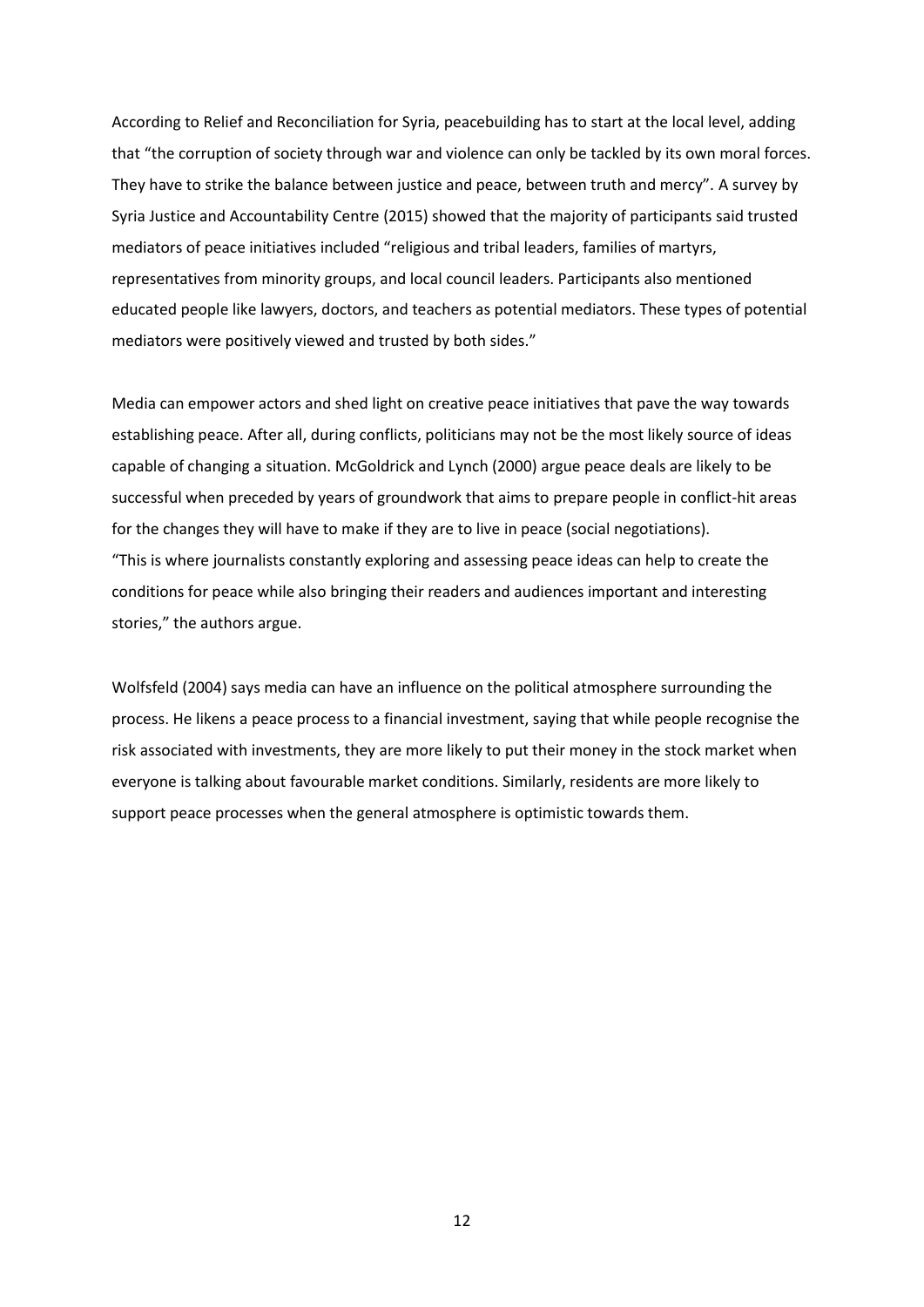According to Relief and Reconciliation for Syria, peacebuilding has to start at the local level, adding that "the corruption of society through war and violence can only be tackled by its own moral forces. They have to strike the balance between justice and peace, between truth and mercy". A survey by Syria Justice and Accountability Centre (2015) showed that the majority of participants said trusted mediators of peace initiatives included "religious and tribal leaders, families of martyrs, representatives from minority groups, and local council leaders. Participants also mentioned educated people like lawyers, doctors, and teachers as potential mediators. These types of potential mediators were positively viewed and trusted by both sides."

Media can empower actors and shed light on creative peace initiatives that pave the way towards establishing peace. After all, during conflicts, politicians may not be the most likely source of ideas capable of changing a situation. McGoldrick and Lynch (2000) argue peace deals are likely to be successful when preceded by years of groundwork that aims to prepare people in conflict-hit areas for the changes they will have to make if they are to live in peace (social negotiations). "This is where journalists constantly exploring and assessing peace ideas can help to create the conditions for peace while also bringing their readers and audiences important and interesting stories," the authors argue.

Wolfsfeld (2004) says media can have an influence on the political atmosphere surrounding the process. He likens a peace process to a financial investment, saying that while people recognise the risk associated with investments, they are more likely to put their money in the stock market when everyone is talking about favourable market conditions. Similarly, residents are more likely to support peace processes when the general atmosphere is optimistic towards them.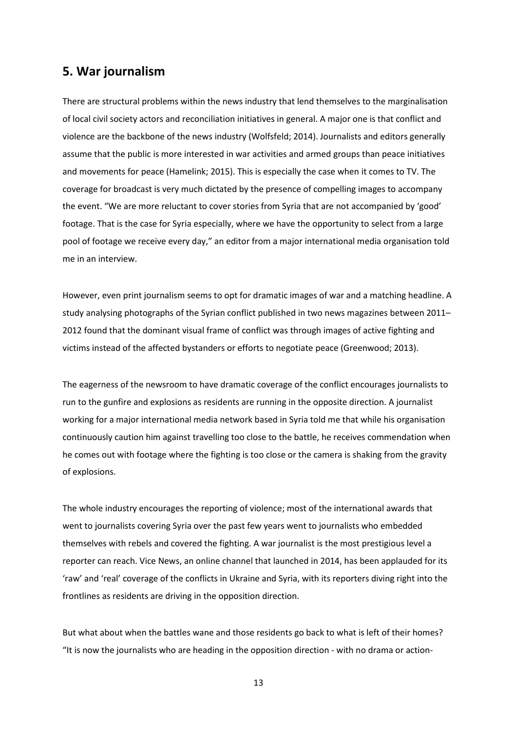## 5. War journalism

There are structural problems within the news industry that lend themselves to the marginalisation of local civil society actors and reconciliation initiatives in general. A major one is that conflict and violence are the backbone of the news industry (Wolfsfeld; 2014). Journalists and editors generally assume that the public is more interested in war activities and armed groups than peace initiatives and movements for peace (Hamelink; 2015). This is especially the case when it comes to TV. The coverage for broadcast is very much dictated by the presence of compelling images to accompany the event. "We are more reluctant to cover stories from Syria that are not accompanied by 'good' footage. That is the case for Syria especially, where we have the opportunity to select from a large pool of footage we receive every day," an editor from a major international media organisation told me in an interview.

However, even print journalism seems to opt for dramatic images of war and a matching headline. A study analysing photographs of the Syrian conflict published in two news magazines between 2011–2012 found that the dominant visual frame of conflict was through images of active fighting and victims instead of the affected bystanders or efforts to negotiate peace (Greenwood; 2013).

The eagerness of the newsroom to have dramatic coverage of the conflict encourages journalists to run to the gunfire and explosions as residents are running in the opposite direction. A journalist working for a major international media network based in Syria told me that while his organisation continuously caution him against travelling too close to the battle, he receives commendation when he comes out with footage where the fighting is too close or the camera is shaking from the gravity of explosions.

The whole industry encourages the reporting of violence; most of the international awards that went to journalists covering Syria over the past few years went to journalists who embedded themselves with rebels and covered the fighting. A war journalist is the most prestigious level a reporter can reach. Vice News, an online channel that launched in 2014, has been applauded for its 'raw' and 'real' coverage of the conflicts in Ukraine and Syria, with its reporters diving right into the frontlines as residents are driving in the opposition direction.

But what about when the battles wane and those residents go back to what is left of their homes? "It is now the journalists who are heading in the opposition direction - with no drama or action-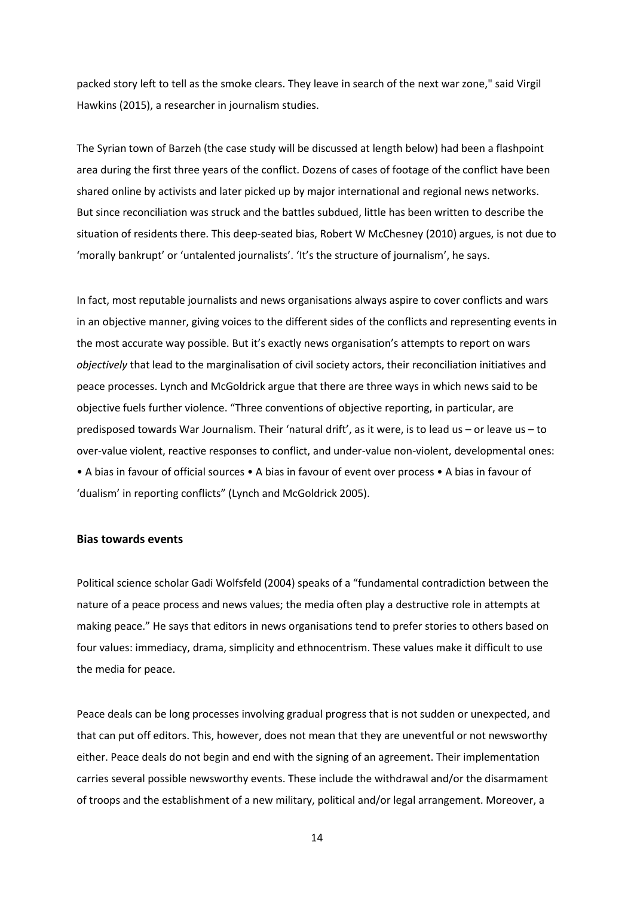packed story left to tell as the smoke clears. They leave in search of the next war zone," said Virgil Hawkins (2015), a researcher in journalism studies.

The Syrian town of Barzeh (the case study will be discussed at length below) had been a flashpoint area during the first three years of the conflict. Dozens of cases of footage of the conflict have been shared online by activists and later picked up by major international and regional news networks. But since reconciliation was struck and the battles subdued, little has been written to describe the situation of residents there. This deep-seated bias, Robert W McChesney (2010) argues, is not due to 'morally bankrupt' or 'untalented journalists'. 'It's the structure of journalism', he says.

In fact, most reputable journalists and news organisations always aspire to cover conflicts and wars in an objective manner, giving voices to the different sides of the conflicts and representing events in the most accurate way possible. But it's exactly news organisation's attempts to report on wars *objectively* that lead to the marginalisation of civil society actors, their reconciliation initiatives and peace processes. Lynch and McGoldrick argue that there are three ways in which news said to be objective fuels further violence. "Three conventions of objective reporting, in particular, are predisposed towards War Journalism. Their 'natural drift', as it were, is to lead us – or leave us – to over-value violent, reactive responses to conflict, and under-value non-violent, developmental ones: • A bias in favour of official sources • A bias in favour of event over process • A bias in favour of 'dualism' in reporting conflicts" (Lynch and McGoldrick 2005).

### Bias towards events

Political science scholar Gadi Wolfsfeld (2004) speaks of a "fundamental contradiction between the nature of a peace process and news values; the media often play a destructive role in attempts at making peace." He says that editors in news organisations tend to prefer stories to others based on four values: immediacy, drama, simplicity and ethnocentrism. These values make it difficult to use the media for peace.

Peace deals can be long processes involving gradual progress that is not sudden or unexpected, and that can put off editors. This, however, does not mean that they are uneventful or not newsworthy either. Peace deals do not begin and end with the signing of an agreement. Their implementation carries several possible newsworthy events. These include the withdrawal and/or the disarmament of troops and the establishment of a new military, political and/or legal arrangement. Moreover, a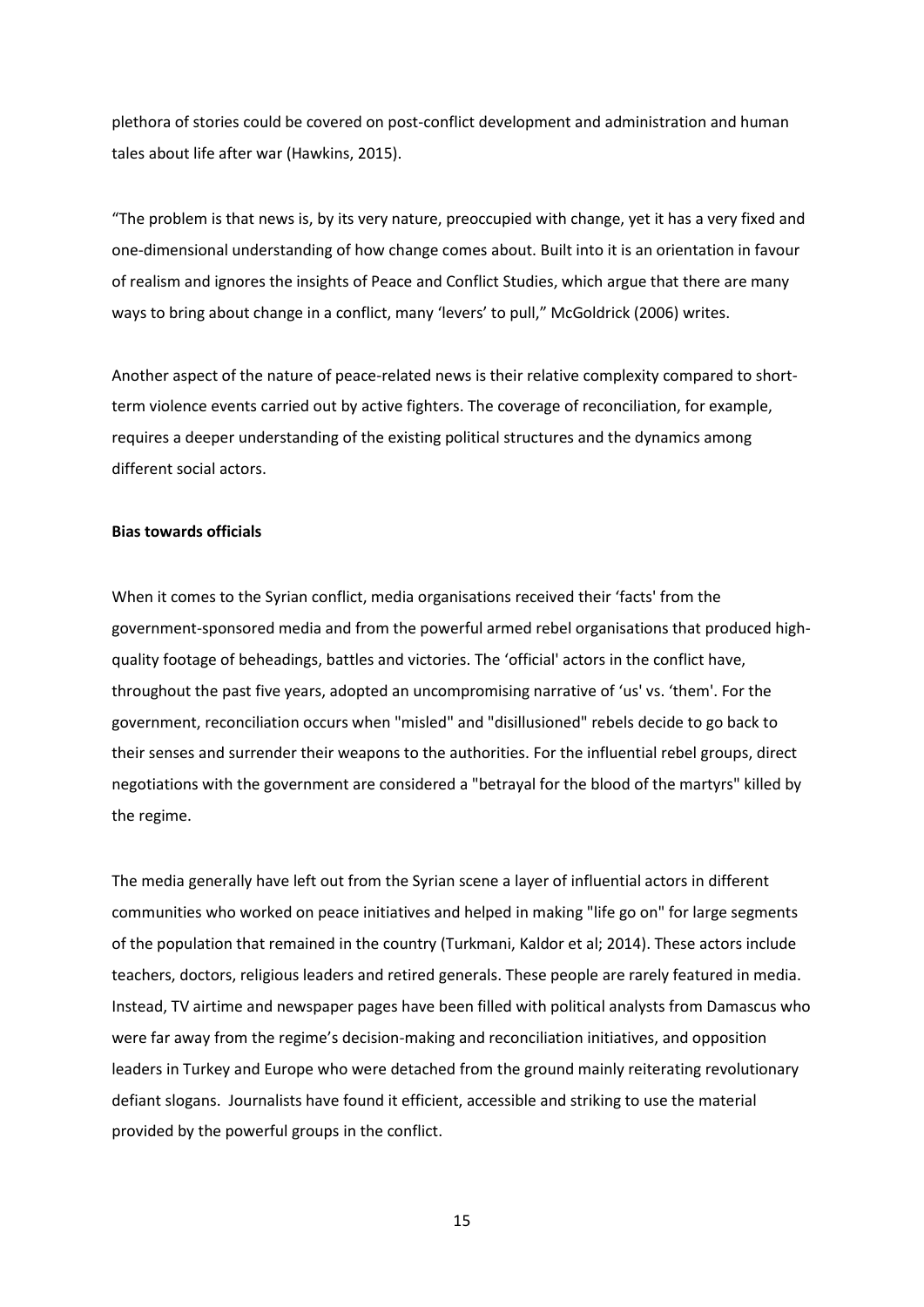plethora of stories could be covered on post-conflict development and administration and human tales about life after war (Hawkins, 2015).

"The problem is that news is, by its very nature, preoccupied with change, yet it has a very fixed and one-dimensional understanding of how change comes about. Built into it is an orientation in favour of realism and ignores the insights of Peace and Conflict Studies, which argue that there are many ways to bring about change in a conflict, many 'levers' to pull," McGoldrick (2006) writes.

Another aspect of the nature of peace-related news is their relative complexity compared to short-term violence events carried out by active fighters. The coverage of reconciliation, for example, requires a deeper understanding of the existing political structures and the dynamics among different social actors.

**Bias towards officials**

When it comes to the Syrian conflict, media organisations received their 'facts' from the government-sponsored media and from the powerful armed rebel organisations that produced high-quality footage of beheadings, battles and victories. The 'official' actors in the conflict have, throughout the past five years, adopted an uncompromising narrative of 'us' vs. 'them'. For the government, reconciliation occurs when "misled" and "disillusioned" rebels decide to go back to their senses and surrender their weapons to the authorities. For the influential rebel groups, direct negotiations with the government are considered a "betrayal for the blood of the martyrs" killed by the regime.

The media generally have left out from the Syrian scene a layer of influential actors in different communities who worked on peace initiatives and helped in making "life go on" for large segments of the population that remained in the country (Turkmani, Kaldor et al; 2014). These actors include teachers, doctors, religious leaders and retired generals. These people are rarely featured in media. Instead, TV airtime and newspaper pages have been filled with political analysts from Damascus who were far away from the regime's decision-making and reconciliation initiatives, and opposition leaders in Turkey and Europe who were detached from the ground mainly reiterating revolutionary defiant slogans. Journalists have found it efficient, accessible and striking to use the material provided by the powerful groups in the conflict.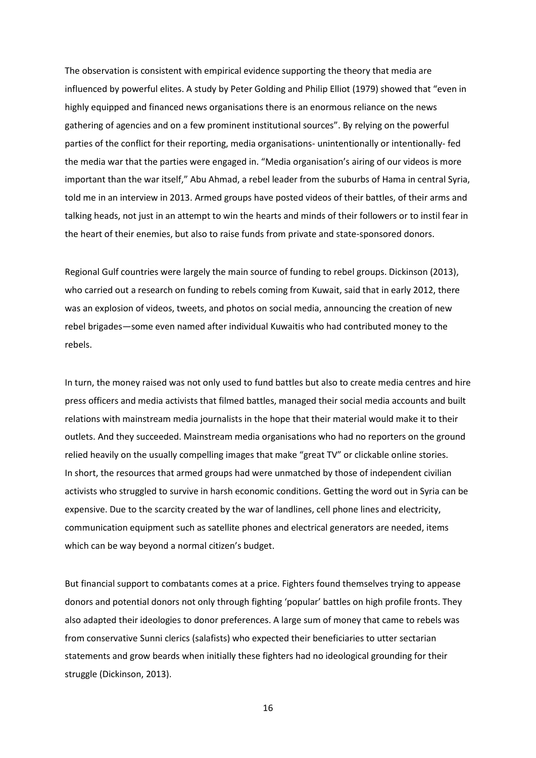The observation is consistent with empirical evidence supporting the theory that media are influenced by powerful elites. A study by Peter Golding and Philip Elliot (1979) showed that "even in highly equipped and financed news organisations there is an enormous reliance on the news gathering of agencies and on a few prominent institutional sources". By relying on the powerful parties of the conflict for their reporting, media organisations- unintentionally or intentionally- fed the media war that the parties were engaged in. "Media organisation's airing of our videos is more important than the war itself," Abu Ahmad, a rebel leader from the suburbs of Hama in central Syria, told me in an interview in 2013. Armed groups have posted videos of their battles, of their arms and talking heads, not just in an attempt to win the hearts and minds of their followers or to instil fear in the heart of their enemies, but also to raise funds from private and state-sponsored donors.

Regional Gulf countries were largely the main source of funding to rebel groups. Dickinson (2013), who carried out a research on funding to rebels coming from Kuwait, said that in early 2012, there was an explosion of videos, tweets, and photos on social media, announcing the creation of new rebel brigades—some even named after individual Kuwaitis who had contributed money to the rebels.

In turn, the money raised was not only used to fund battles but also to create media centres and hire press officers and media activists that filmed battles, managed their social media accounts and built relations with mainstream media journalists in the hope that their material would make it to their outlets. And they succeeded. Mainstream media organisations who had no reporters on the ground relied heavily on the usually compelling images that make "great TV" or clickable online stories. In short, the resources that armed groups had were unmatched by those of independent civilian activists who struggled to survive in harsh economic conditions. Getting the word out in Syria can be expensive. Due to the scarcity created by the war of landlines, cell phone lines and electricity, communication equipment such as satellite phones and electrical generators are needed, items which can be way beyond a normal citizen's budget.

But financial support to combatants comes at a price. Fighters found themselves trying to appease donors and potential donors not only through fighting 'popular' battles on high profile fronts. They also adapted their ideologies to donor preferences. A large sum of money that came to rebels was from conservative Sunni clerics (salafists) who expected their beneficiaries to utter sectarian statements and grow beards when initially these fighters had no ideological grounding for their struggle (Dickinson, 2013).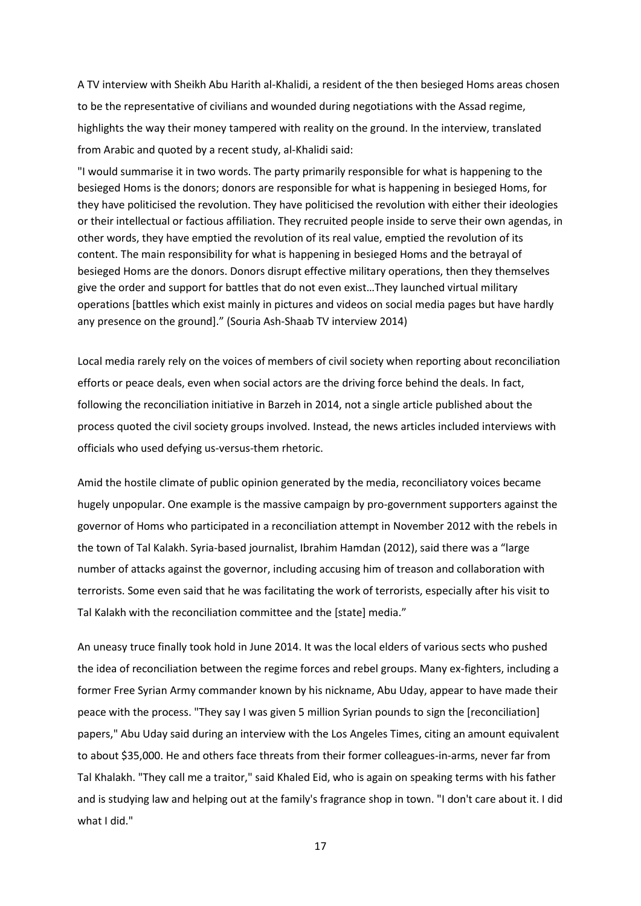A TV interview with Sheikh Abu Harith al-Khalidi, a resident of the then besieged Homs areas chosen to be the representative of civilians and wounded during negotiations with the Assad regime, highlights the way their money tampered with reality on the ground. In the interview, translated from Arabic and quoted by a recent study, al-Khalidi said:

"I would summarise it in two words. The party primarily responsible for what is happening to the besieged Homs is the donors; donors are responsible for what is happening in besieged Homs, for they have politicised the revolution. They have politicised the revolution with either their ideologies or their intellectual or factious affiliation. They recruited people inside to serve their own agendas, in other words, they have emptied the revolution of its real value, emptied the revolution of its content. The main responsibility for what is happening in besieged Homs and the betrayal of besieged Homs are the donors. Donors disrupt effective military operations, then they themselves give the order and support for battles that do not even exist…They launched virtual military operations [battles which exist mainly in pictures and videos on social media pages but have hardly any presence on the ground]." (Souria Ash-Shaab TV interview 2014)

Local media rarely rely on the voices of members of civil society when reporting about reconciliation efforts or peace deals, even when social actors are the driving force behind the deals. In fact, following the reconciliation initiative in Barzeh in 2014, not a single article published about the process quoted the civil society groups involved. Instead, the news articles included interviews with officials who used defying us-versus-them rhetoric.

Amid the hostile climate of public opinion generated by the media, reconciliatory voices became hugely unpopular. One example is the massive campaign by pro-government supporters against the governor of Homs who participated in a reconciliation attempt in November 2012 with the rebels in the town of Tal Kalakh. Syria-based journalist, Ibrahim Hamdan (2012), said there was a "large number of attacks against the governor, including accusing him of treason and collaboration with terrorists. Some even said that he was facilitating the work of terrorists, especially after his visit to Tal Kalakh with the reconciliation committee and the [state] media."

An uneasy truce finally took hold in June 2014. It was the local elders of various sects who pushed the idea of reconciliation between the regime forces and rebel groups. Many ex-fighters, including a former Free Syrian Army commander known by his nickname, Abu Uday, appear to have made their peace with the process. "They say I was given 5 million Syrian pounds to sign the [reconciliation] papers," Abu Uday said during an interview with the Los Angeles Times, citing an amount equivalent to about $35,000. He and others face threats from their former colleagues-in-arms, never far from Tal Khalakh. "They call me a traitor," said Khaled Eid, who is again on speaking terms with his father and is studying law and helping out at the family's fragrance shop in town. "I don't care about it. I did what I did."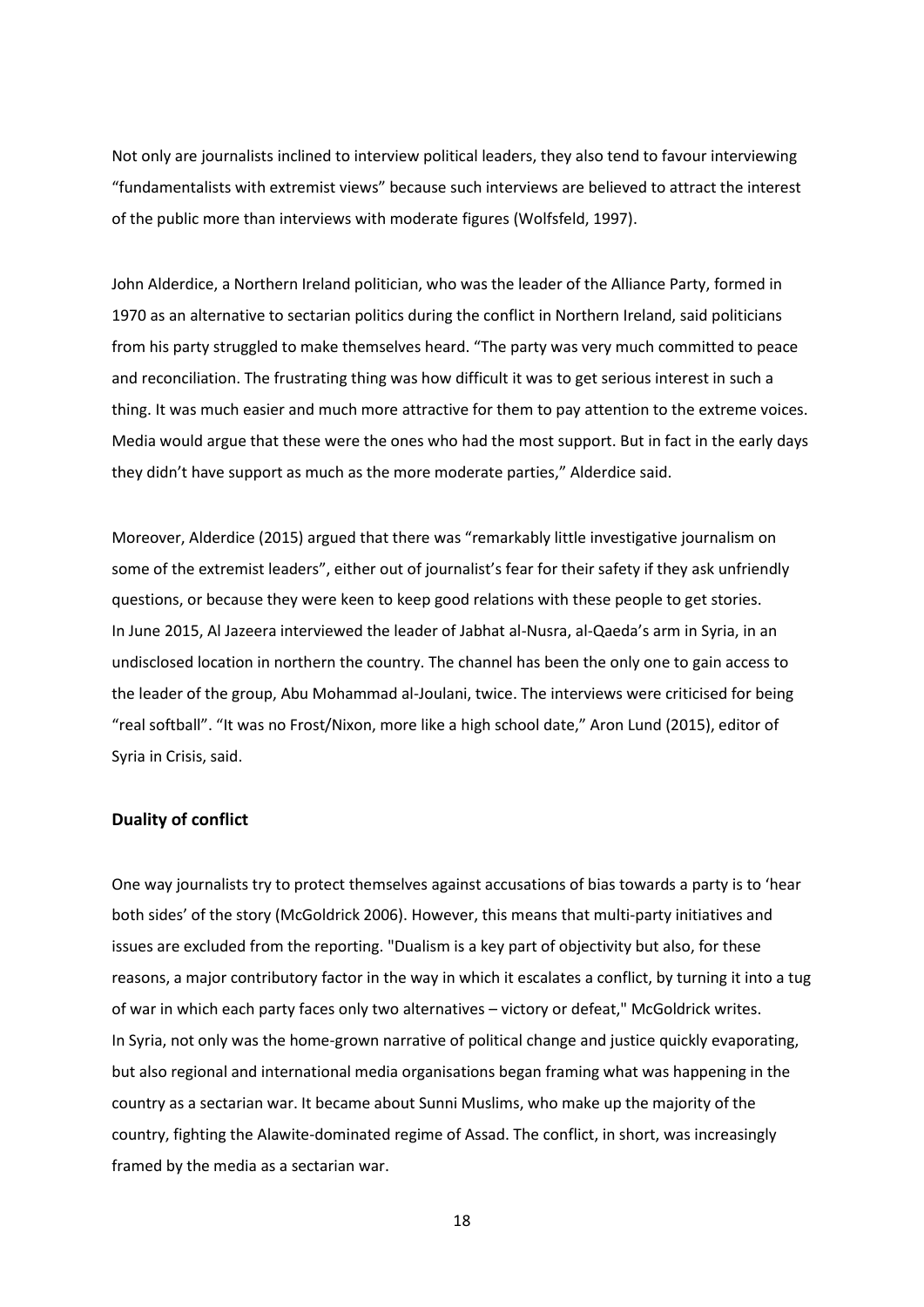Not only are journalists inclined to interview political leaders, they also tend to favour interviewing "fundamentalists with extremist views" because such interviews are believed to attract the interest of the public more than interviews with moderate figures (Wolfsfeld, 1997).

John Alderdice, a Northern Ireland politician, who was the leader of the Alliance Party, formed in 1970 as an alternative to sectarian politics during the conflict in Northern Ireland, said politicians from his party struggled to make themselves heard. "The party was very much committed to peace and reconciliation. The frustrating thing was how difficult it was to get serious interest in such a thing. It was much easier and much more attractive for them to pay attention to the extreme voices. Media would argue that these were the ones who had the most support. But in fact in the early days they didn't have support as much as the more moderate parties," Alderdice said.

Moreover, Alderdice (2015) argued that there was "remarkably little investigative journalism on some of the extremist leaders", either out of journalist's fear for their safety if they ask unfriendly questions, or because they were keen to keep good relations with these people to get stories.
In June 2015, Al Jazeera interviewed the leader of Jabhat al-Nusra, al-Qaeda's arm in Syria, in an undisclosed location in northern the country. The channel has been the only one to gain access to the leader of the group, Abu Mohammad al-Joulani, twice. The interviews were criticised for being "real softball". "It was no Frost/Nixon, more like a high school date," Aron Lund (2015), editor of Syria in Crisis, said.

## Duality of conflict

One way journalists try to protect themselves against accusations of bias towards a party is to 'hear both sides' of the story (McGoldrick 2006). However, this means that multi-party initiatives and issues are excluded from the reporting. "Dualism is a key part of objectivity but also, for these reasons, a major contributory factor in the way in which it escalates a conflict, by turning it into a tug of war in which each party faces only two alternatives – victory or defeat," McGoldrick writes.
In Syria, not only was the home-grown narrative of political change and justice quickly evaporating, but also regional and international media organisations began framing what was happening in the country as a sectarian war. It became about Sunni Muslims, who make up the majority of the country, fighting the Alawite-dominated regime of Assad. The conflict, in short, was increasingly framed by the media as a sectarian war.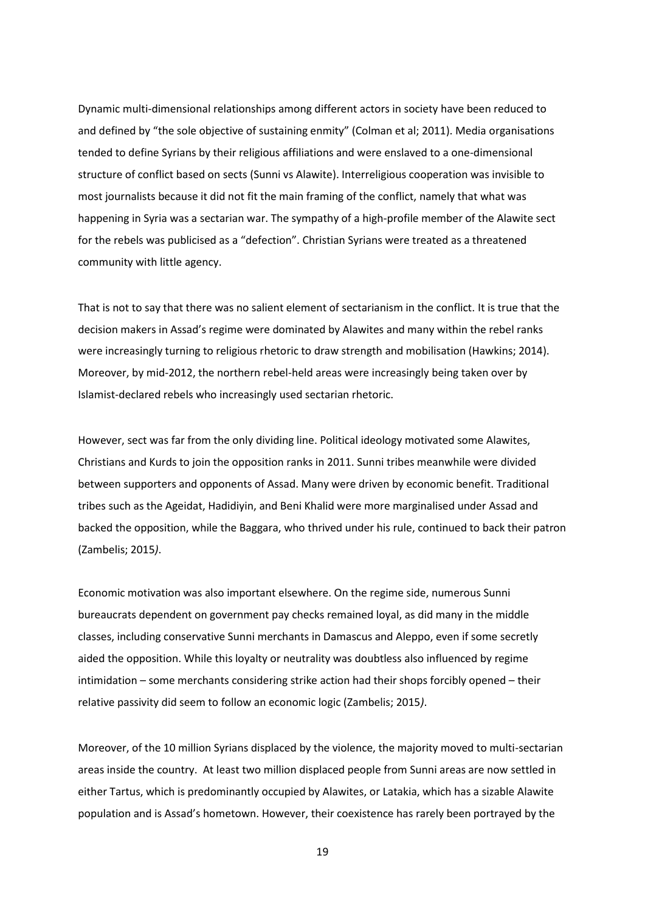Dynamic multi-dimensional relationships among different actors in society have been reduced to and defined by "the sole objective of sustaining enmity" (Colman et al; 2011). Media organisations tended to define Syrians by their religious affiliations and were enslaved to a one-dimensional structure of conflict based on sects (Sunni vs Alawite). Interreligious cooperation was invisible to most journalists because it did not fit the main framing of the conflict, namely that what was happening in Syria was a sectarian war. The sympathy of a high-profile member of the Alawite sect for the rebels was publicised as a "defection". Christian Syrians were treated as a threatened community with little agency.

That is not to say that there was no salient element of sectarianism in the conflict. It is true that the decision makers in Assad's regime were dominated by Alawites and many within the rebel ranks were increasingly turning to religious rhetoric to draw strength and mobilisation (Hawkins; 2014). Moreover, by mid-2012, the northern rebel-held areas were increasingly being taken over by Islamist-declared rebels who increasingly used sectarian rhetoric.

However, sect was far from the only dividing line. Political ideology motivated some Alawites, Christians and Kurds to join the opposition ranks in 2011. Sunni tribes meanwhile were divided between supporters and opponents of Assad. Many were driven by economic benefit. Traditional tribes such as the Ageidat, Hadidiyin, and Beni Khalid were more marginalised under Assad and backed the opposition, while the Baggara, who thrived under his rule, continued to back their patron (Zambelis; 2015*)*.

Economic motivation was also important elsewhere. On the regime side, numerous Sunni bureaucrats dependent on government pay checks remained loyal, as did many in the middle classes, including conservative Sunni merchants in Damascus and Aleppo, even if some secretly aided the opposition. While this loyalty or neutrality was doubtless also influenced by regime intimidation – some merchants considering strike action had their shops forcibly opened – their relative passivity did seem to follow an economic logic (Zambelis; 2015*)*.

Moreover, of the 10 million Syrians displaced by the violence, the majority moved to multi-sectarian areas inside the country. At least two million displaced people from Sunni areas are now settled in either Tartus, which is predominantly occupied by Alawites, or Latakia, which has a sizable Alawite population and is Assad's hometown. However, their coexistence has rarely been portrayed by the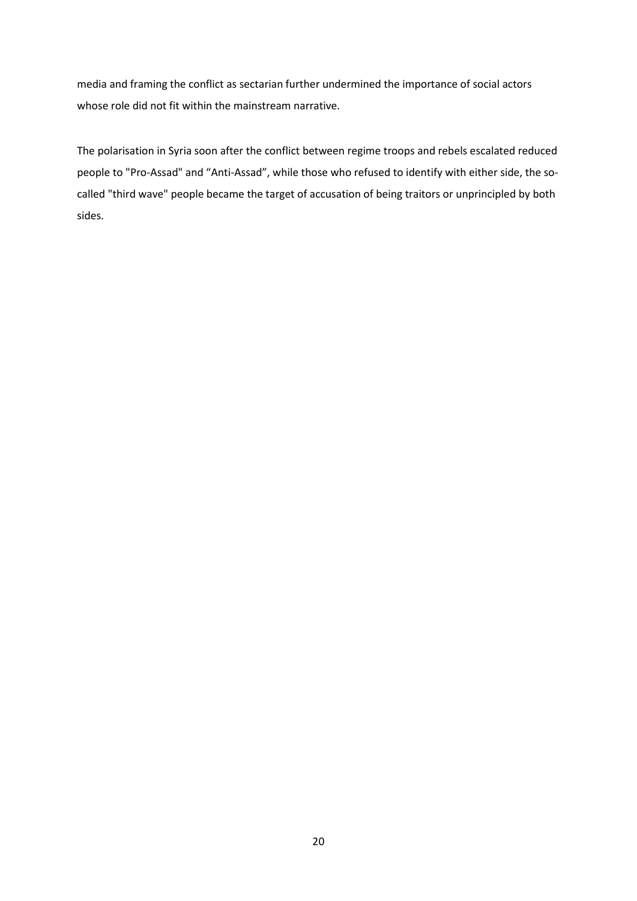media and framing the conflict as sectarian further undermined the importance of social actors whose role did not fit within the mainstream narrative.

The polarisation in Syria soon after the conflict between regime troops and rebels escalated reduced people to "Pro-Assad" and “Anti-Assad”, while those who refused to identify with either side, the so-called "third wave" people became the target of accusation of being traitors or unprincipled by both sides.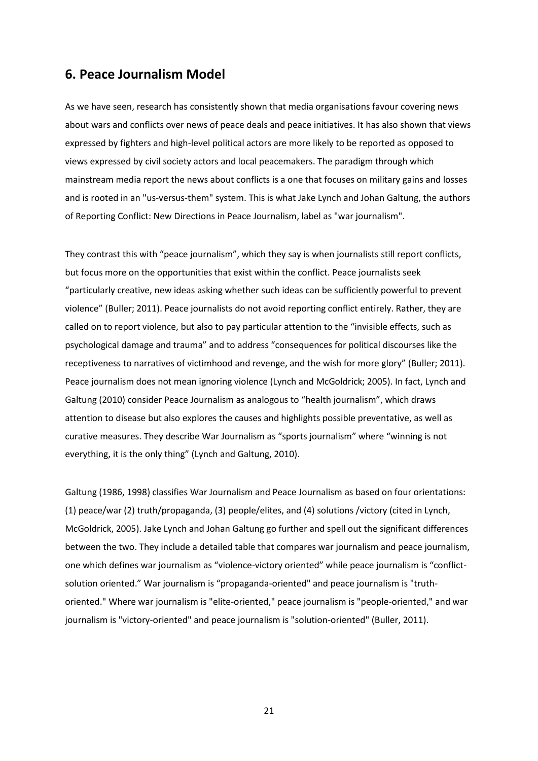## 6. Peace Journalism Model

As we have seen, research has consistently shown that media organisations favour covering news about wars and conflicts over news of peace deals and peace initiatives. It has also shown that views expressed by fighters and high-level political actors are more likely to be reported as opposed to views expressed by civil society actors and local peacemakers. The paradigm through which mainstream media report the news about conflicts is a one that focuses on military gains and losses and is rooted in an "us-versus-them" system. This is what Jake Lynch and Johan Galtung, the authors of Reporting Conflict: New Directions in Peace Journalism, label as "war journalism".

They contrast this with "peace journalism", which they say is when journalists still report conflicts, but focus more on the opportunities that exist within the conflict. Peace journalists seek "particularly creative, new ideas asking whether such ideas can be sufficiently powerful to prevent violence" (Buller; 2011). Peace journalists do not avoid reporting conflict entirely. Rather, they are called on to report violence, but also to pay particular attention to the "invisible effects, such as psychological damage and trauma" and to address "consequences for political discourses like the receptiveness to narratives of victimhood and revenge, and the wish for more glory" (Buller; 2011). Peace journalism does not mean ignoring violence (Lynch and McGoldrick; 2005). In fact, Lynch and Galtung (2010) consider Peace Journalism as analogous to "health journalism", which draws attention to disease but also explores the causes and highlights possible preventative, as well as curative measures. They describe War Journalism as "sports journalism" where "winning is not everything, it is the only thing" (Lynch and Galtung, 2010).

Galtung (1986, 1998) classifies War Journalism and Peace Journalism as based on four orientations: (1) peace/war (2) truth/propaganda, (3) people/elites, and (4) solutions /victory (cited in Lynch, McGoldrick, 2005). Jake Lynch and Johan Galtung go further and spell out the significant differences between the two. They include a detailed table that compares war journalism and peace journalism, one which defines war journalism as "violence-victory oriented" while peace journalism is "conflict-solution oriented." War journalism is "propaganda-oriented" and peace journalism is "truth-oriented." Where war journalism is "elite-oriented," peace journalism is "people-oriented," and war journalism is "victory-oriented" and peace journalism is "solution-oriented" (Buller, 2011).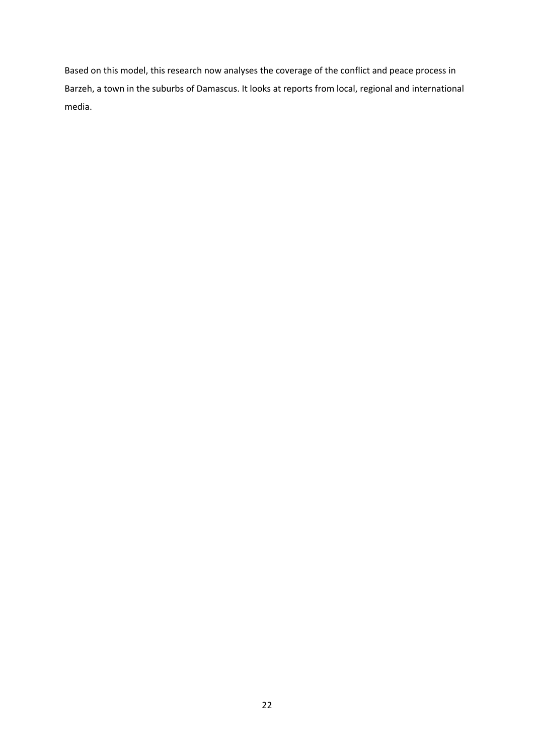Based on this model, this research now analyses the coverage of the conflict and peace process in Barzeh, a town in the suburbs of Damascus. It looks at reports from local, regional and international media.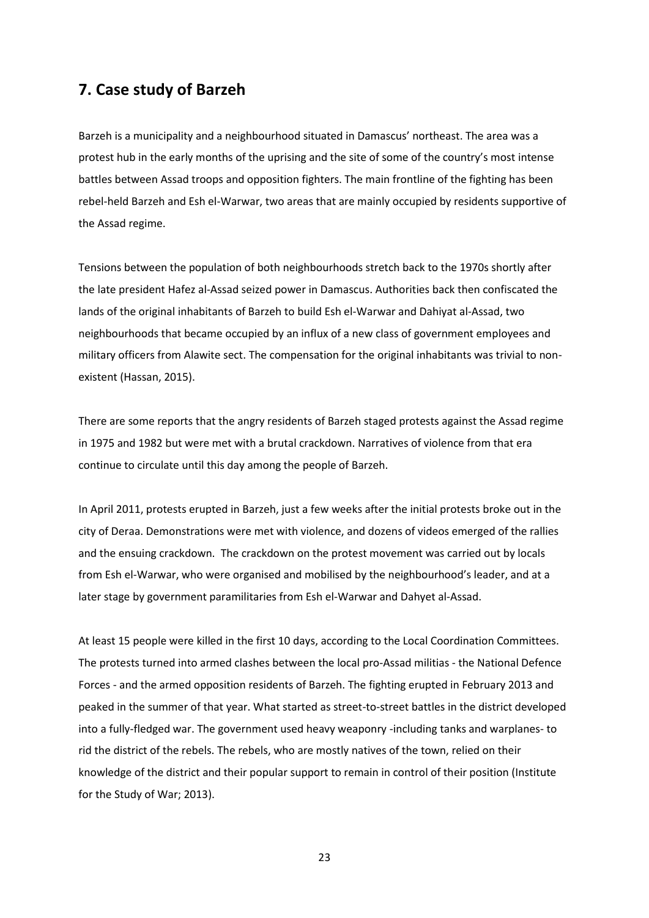## 7. Case study of Barzeh

Barzeh is a municipality and a neighbourhood situated in Damascus' northeast. The area was a protest hub in the early months of the uprising and the site of some of the country's most intense battles between Assad troops and opposition fighters. The main frontline of the fighting has been rebel-held Barzeh and Esh el-Warwar, two areas that are mainly occupied by residents supportive of the Assad regime.

Tensions between the population of both neighbourhoods stretch back to the 1970s shortly after the late president Hafez al-Assad seized power in Damascus. Authorities back then confiscated the lands of the original inhabitants of Barzeh to build Esh el-Warwar and Dahiyat al-Assad, two neighbourhoods that became occupied by an influx of a new class of government employees and military officers from Alawite sect. The compensation for the original inhabitants was trivial to non-existent (Hassan, 2015).

There are some reports that the angry residents of Barzeh staged protests against the Assad regime in 1975 and 1982 but were met with a brutal crackdown. Narratives of violence from that era continue to circulate until this day among the people of Barzeh.

In April 2011, protests erupted in Barzeh, just a few weeks after the initial protests broke out in the city of Deraa. Demonstrations were met with violence, and dozens of videos emerged of the rallies and the ensuing crackdown. The crackdown on the protest movement was carried out by locals from Esh el-Warwar, who were organised and mobilised by the neighbourhood's leader, and at a later stage by government paramilitaries from Esh el-Warwar and Dahyet al-Assad.

At least 15 people were killed in the first 10 days, according to the Local Coordination Committees. The protests turned into armed clashes between the local pro-Assad militias - the National Defence Forces - and the armed opposition residents of Barzeh. The fighting erupted in February 2013 and peaked in the summer of that year. What started as street-to-street battles in the district developed into a fully-fledged war. The government used heavy weaponry -including tanks and warplanes- to rid the district of the rebels. The rebels, who are mostly natives of the town, relied on their knowledge of the district and their popular support to remain in control of their position (Institute for the Study of War; 2013).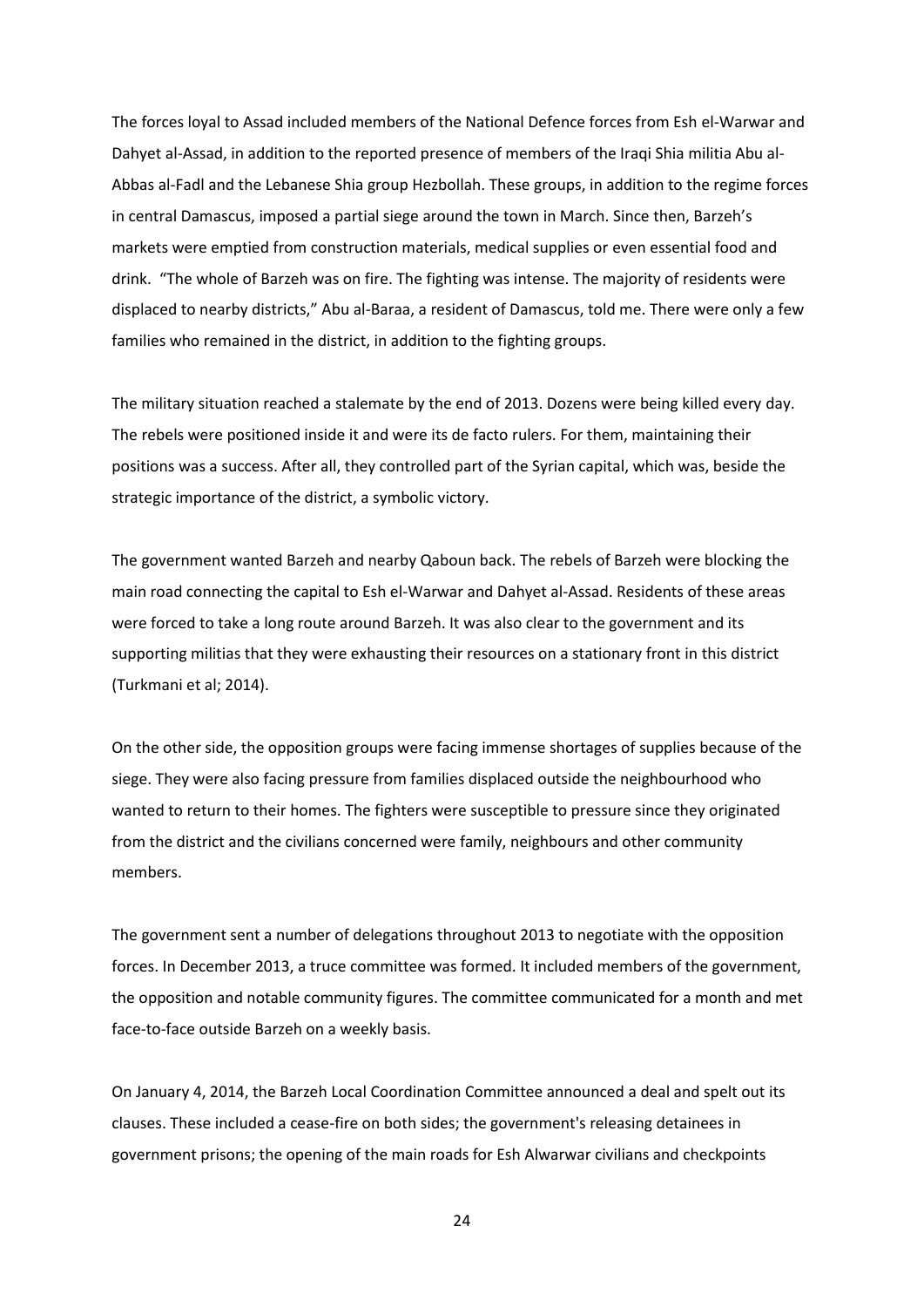The forces loyal to Assad included members of the National Defence forces from Esh el-Warwar and Dahyet al-Assad, in addition to the reported presence of members of the Iraqi Shia militia Abu al-Abbas al-Fadl and the Lebanese Shia group Hezbollah. These groups, in addition to the regime forces in central Damascus, imposed a partial siege around the town in March. Since then, Barzeh's markets were emptied from construction materials, medical supplies or even essential food and drink. "The whole of Barzeh was on fire. The fighting was intense. The majority of residents were displaced to nearby districts," Abu al-Baraa, a resident of Damascus, told me. There were only a few families who remained in the district, in addition to the fighting groups.

The military situation reached a stalemate by the end of 2013. Dozens were being killed every day. The rebels were positioned inside it and were its de facto rulers. For them, maintaining their positions was a success. After all, they controlled part of the Syrian capital, which was, beside the strategic importance of the district, a symbolic victory.

The government wanted Barzeh and nearby Qaboun back. The rebels of Barzeh were blocking the main road connecting the capital to Esh el-Warwar and Dahyet al-Assad. Residents of these areas were forced to take a long route around Barzeh. It was also clear to the government and its supporting militias that they were exhausting their resources on a stationary front in this district (Turkmani et al; 2014).

On the other side, the opposition groups were facing immense shortages of supplies because of the siege. They were also facing pressure from families displaced outside the neighbourhood who wanted to return to their homes. The fighters were susceptible to pressure since they originated from the district and the civilians concerned were family, neighbours and other community members.

The government sent a number of delegations throughout 2013 to negotiate with the opposition forces. In December 2013, a truce committee was formed. It included members of the government, the opposition and notable community figures. The committee communicated for a month and met face-to-face outside Barzeh on a weekly basis.

On January 4, 2014, the Barzeh Local Coordination Committee announced a deal and spelt out its clauses. These included a cease-fire on both sides; the government's releasing detainees in government prisons; the opening of the main roads for Esh Alwarwar civilians and checkpoints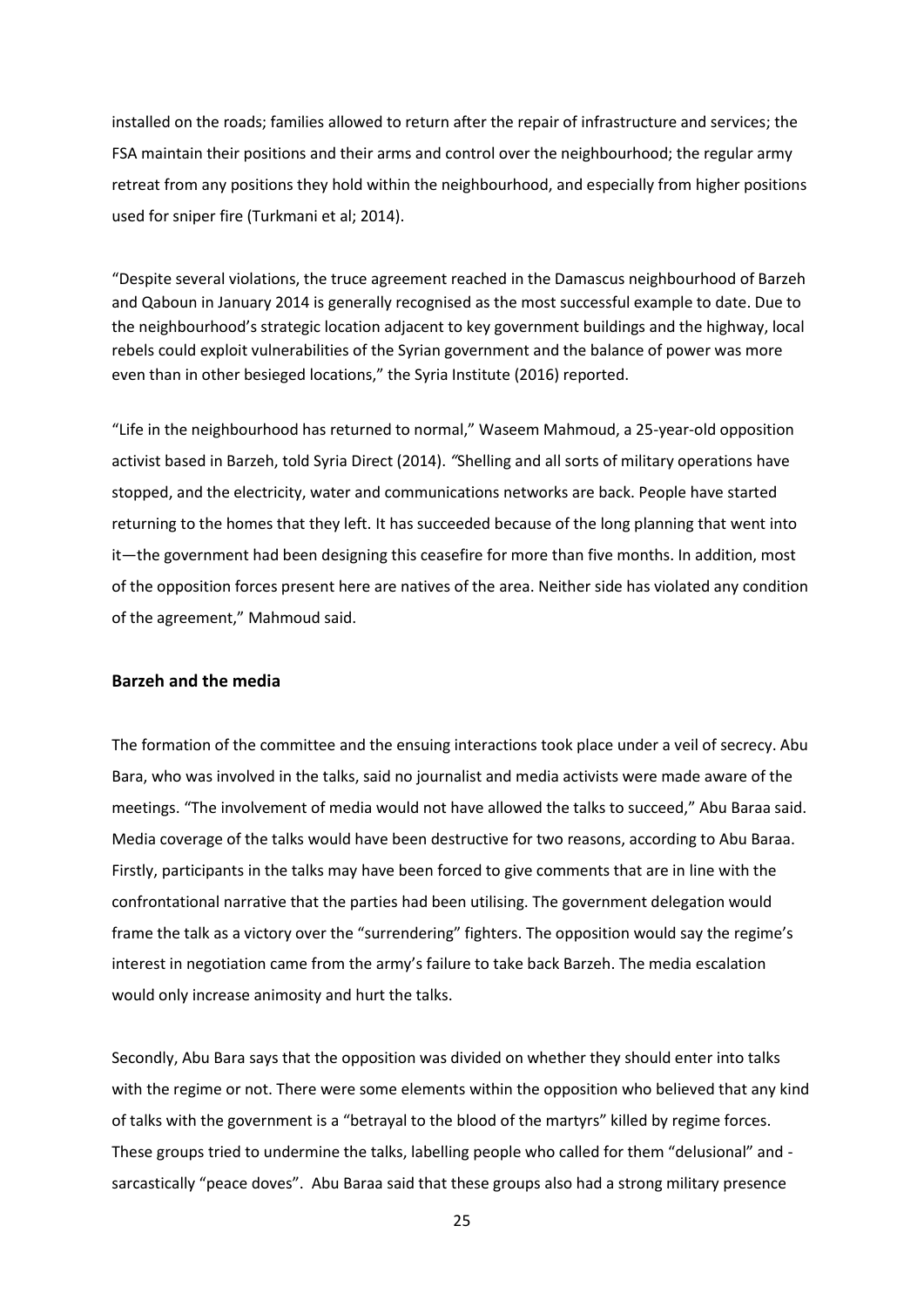installed on the roads; families allowed to return after the repair of infrastructure and services; the FSA maintain their positions and their arms and control over the neighbourhood; the regular army retreat from any positions they hold within the neighbourhood, and especially from higher positions used for sniper fire (Turkmani et al; 2014).

“Despite several violations, the truce agreement reached in the Damascus neighbourhood of Barzeh and Qaboun in January 2014 is generally recognised as the most successful example to date. Due to the neighbourhood’s strategic location adjacent to key government buildings and the highway, local rebels could exploit vulnerabilities of the Syrian government and the balance of power was more even than in other besieged locations,” the Syria Institute (2016) reported.

“Life in the neighbourhood has returned to normal,” Waseem Mahmoud, a 25-year-old opposition activist based in Barzeh, told Syria Direct (2014). *“*Shelling and all sorts of military operations have stopped, and the electricity, water and communications networks are back. People have started returning to the homes that they left. It has succeeded because of the long planning that went into it—the government had been designing this ceasefire for more than five months. In addition, most of the opposition forces present here are natives of the area. Neither side has violated any condition of the agreement,” Mahmoud said.

## Barzeh and the media

The formation of the committee and the ensuing interactions took place under a veil of secrecy. Abu Bara, who was involved in the talks, said no journalist and media activists were made aware of the meetings. “The involvement of media would not have allowed the talks to succeed,” Abu Baraa said. Media coverage of the talks would have been destructive for two reasons, according to Abu Baraa. Firstly, participants in the talks may have been forced to give comments that are in line with the confrontational narrative that the parties had been utilising. The government delegation would frame the talk as a victory over the “surrendering” fighters. The opposition would say the regime’s interest in negotiation came from the army’s failure to take back Barzeh. The media escalation would only increase animosity and hurt the talks.

Secondly, Abu Bara says that the opposition was divided on whether they should enter into talks with the regime or not. There were some elements within the opposition who believed that any kind of talks with the government is a “betrayal to the blood of the martyrs” killed by regime forces. These groups tried to undermine the talks, labelling people who called for them “delusional” and - sarcastically “peace doves”. Abu Baraa said that these groups also had a strong military presence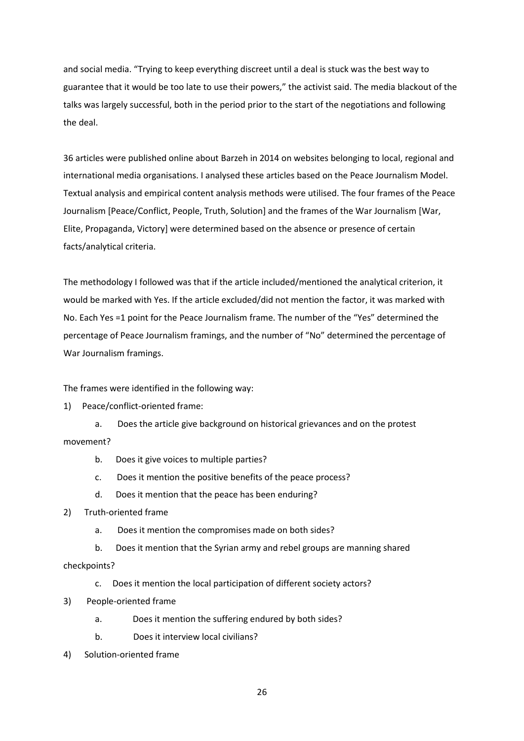and social media. "Trying to keep everything discreet until a deal is stuck was the best way to guarantee that it would be too late to use their powers," the activist said. The media blackout of the talks was largely successful, both in the period prior to the start of the negotiations and following the deal.

36 articles were published online about Barzeh in 2014 on websites belonging to local, regional and international media organisations. I analysed these articles based on the Peace Journalism Model. Textual analysis and empirical content analysis methods were utilised. The four frames of the Peace Journalism [Peace/Conflict, People, Truth, Solution] and the frames of the War Journalism [War, Elite, Propaganda, Victory] were determined based on the absence or presence of certain facts/analytical criteria.

The methodology I followed was that if the article included/mentioned the analytical criterion, it would be marked with Yes. If the article excluded/did not mention the factor, it was marked with No. Each Yes =1 point for the Peace Journalism frame. The number of the "Yes" determined the percentage of Peace Journalism framings, and the number of "No" determined the percentage of War Journalism framings.

The frames were identified in the following way:

1) Peace/conflict-oriented frame:
   a. Does the article give background on historical grievances and on the protest movement?
   b. Does it give voices to multiple parties?
   c. Does it mention the positive benefits of the peace process?
   d. Does it mention that the peace has been enduring?
2) Truth-oriented frame
   a. Does it mention the compromises made on both sides?
   b. Does it mention that the Syrian army and rebel groups are manning shared checkpoints?
   c. Does it mention the local participation of different society actors?
3) People-oriented frame
   a. Does it mention the suffering endured by both sides?
   b. Does it interview local civilians?
4) Solution-oriented frame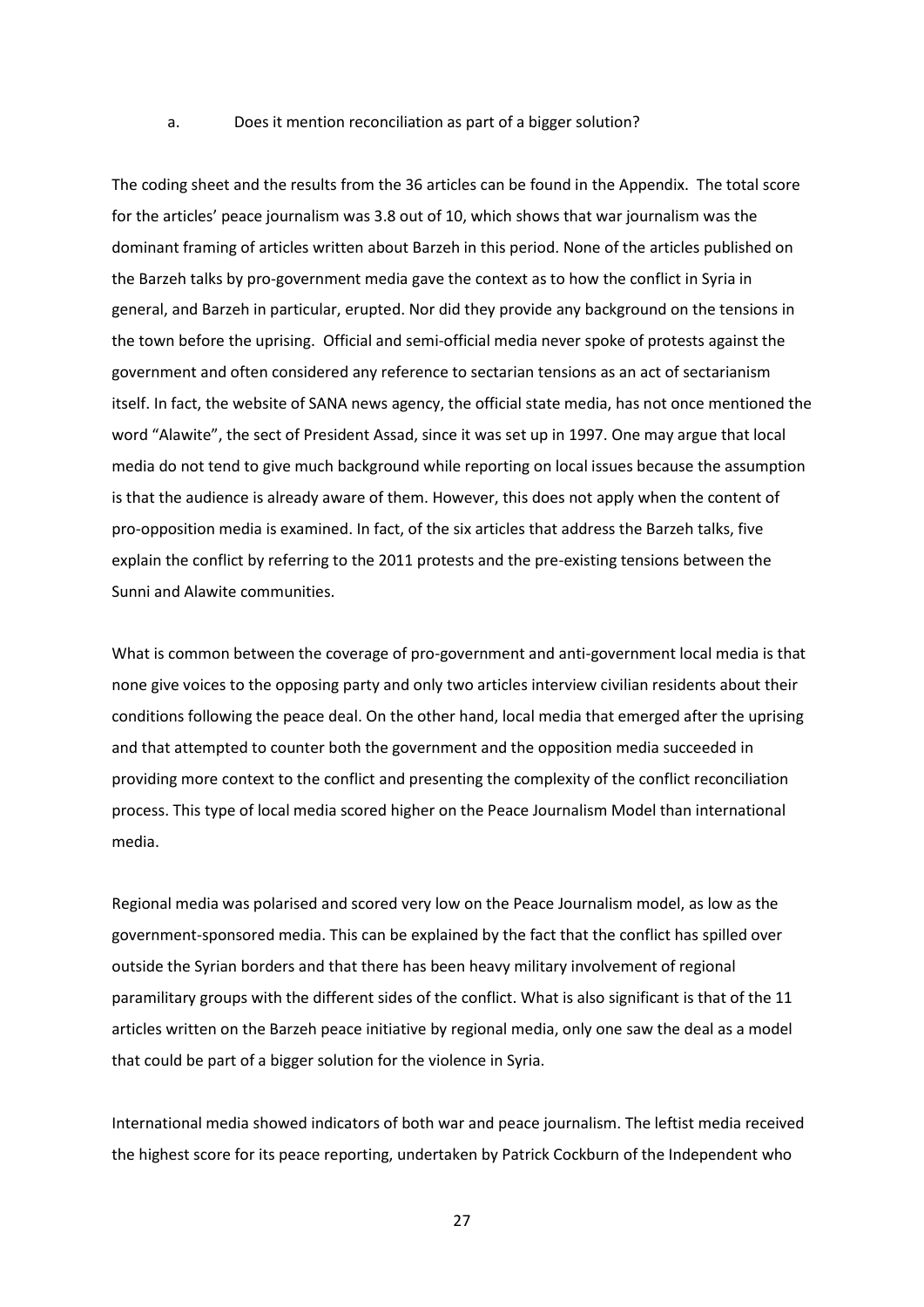a. Does it mention reconciliation as part of a bigger solution?

The coding sheet and the results from the 36 articles can be found in the Appendix. The total score for the articles' peace journalism was 3.8 out of 10, which shows that war journalism was the dominant framing of articles written about Barzeh in this period. None of the articles published on the Barzeh talks by pro-government media gave the context as to how the conflict in Syria in general, and Barzeh in particular, erupted. Nor did they provide any background on the tensions in the town before the uprising. Official and semi-official media never spoke of protests against the government and often considered any reference to sectarian tensions as an act of sectarianism itself. In fact, the website of SANA news agency, the official state media, has not once mentioned the word "Alawite", the sect of President Assad, since it was set up in 1997. One may argue that local media do not tend to give much background while reporting on local issues because the assumption is that the audience is already aware of them. However, this does not apply when the content of pro-opposition media is examined. In fact, of the six articles that address the Barzeh talks, five explain the conflict by referring to the 2011 protests and the pre-existing tensions between the Sunni and Alawite communities.

What is common between the coverage of pro-government and anti-government local media is that none give voices to the opposing party and only two articles interview civilian residents about their conditions following the peace deal. On the other hand, local media that emerged after the uprising and that attempted to counter both the government and the opposition media succeeded in providing more context to the conflict and presenting the complexity of the conflict reconciliation process. This type of local media scored higher on the Peace Journalism Model than international media.

Regional media was polarised and scored very low on the Peace Journalism model, as low as the government-sponsored media. This can be explained by the fact that the conflict has spilled over outside the Syrian borders and that there has been heavy military involvement of regional paramilitary groups with the different sides of the conflict. What is also significant is that of the 11 articles written on the Barzeh peace initiative by regional media, only one saw the deal as a model that could be part of a bigger solution for the violence in Syria.

International media showed indicators of both war and peace journalism. The leftist media received the highest score for its peace reporting, undertaken by Patrick Cockburn of the Independent who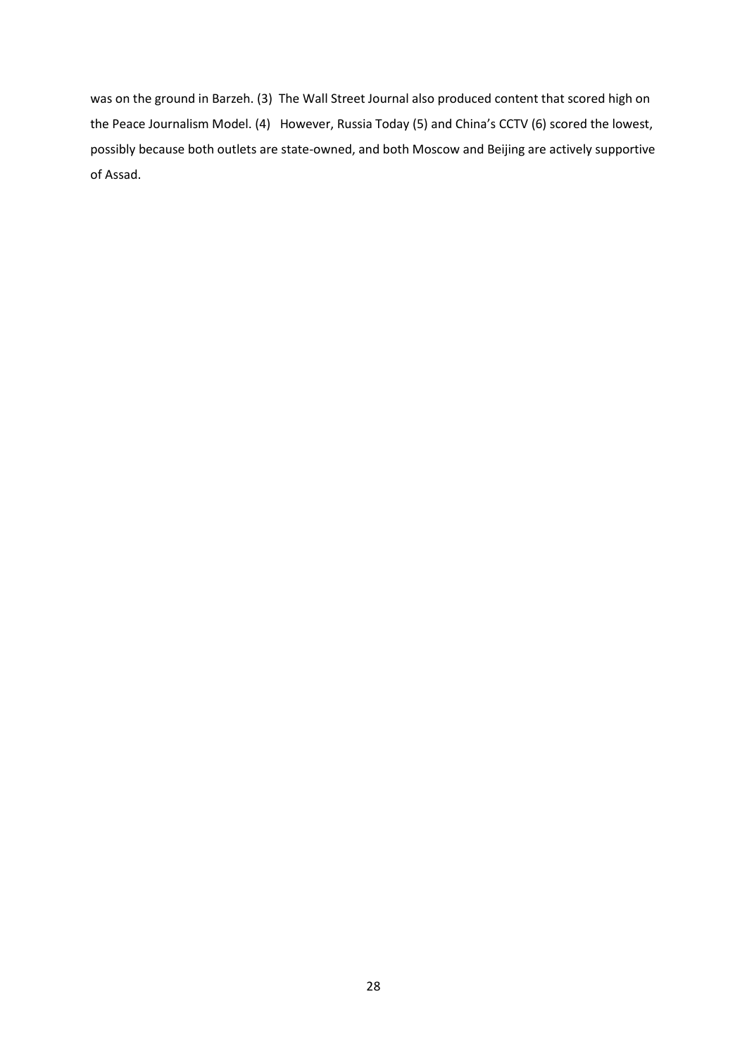was on the ground in Barzeh. (3) The Wall Street Journal also produced content that scored high on the Peace Journalism Model. (4) However, Russia Today (5) and China's CCTV (6) scored the lowest, possibly because both outlets are state-owned, and both Moscow and Beijing are actively supportive of Assad.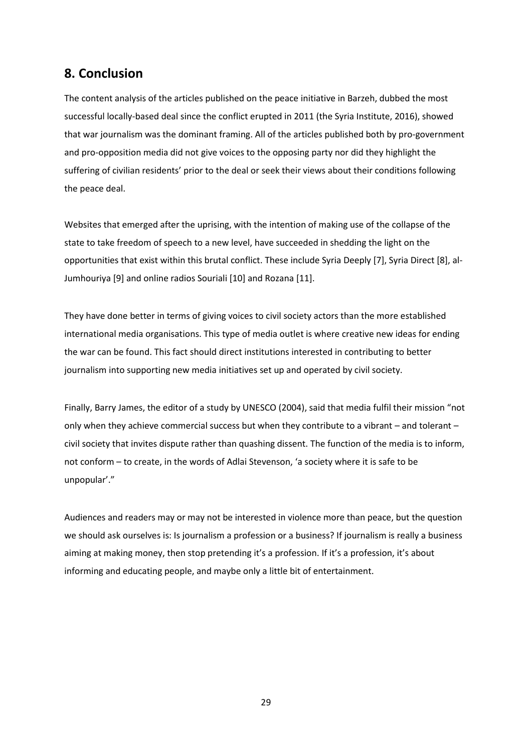## 8. Conclusion

The content analysis of the articles published on the peace initiative in Barzeh, dubbed the most successful locally-based deal since the conflict erupted in 2011 (the Syria Institute, 2016), showed that war journalism was the dominant framing. All of the articles published both by pro-government and pro-opposition media did not give voices to the opposing party nor did they highlight the suffering of civilian residents' prior to the deal or seek their views about their conditions following the peace deal.

Websites that emerged after the uprising, with the intention of making use of the collapse of the state to take freedom of speech to a new level, have succeeded in shedding the light on the opportunities that exist within this brutal conflict. These include Syria Deeply [7], Syria Direct [8], al-Jumhouriya [9] and online radios Souriali [10] and Rozana [11].

They have done better in terms of giving voices to civil society actors than the more established international media organisations. This type of media outlet is where creative new ideas for ending the war can be found. This fact should direct institutions interested in contributing to better journalism into supporting new media initiatives set up and operated by civil society.

Finally, Barry James, the editor of a study by UNESCO (2004), said that media fulfil their mission "not only when they achieve commercial success but when they contribute to a vibrant – and tolerant – civil society that invites dispute rather than quashing dissent. The function of the media is to inform, not conform – to create, in the words of Adlai Stevenson, 'a society where it is safe to be unpopular'."

Audiences and readers may or may not be interested in violence more than peace, but the question we should ask ourselves is: Is journalism a profession or a business? If journalism is really a business aiming at making money, then stop pretending it's a profession. If it's a profession, it's about informing and educating people, and maybe only a little bit of entertainment.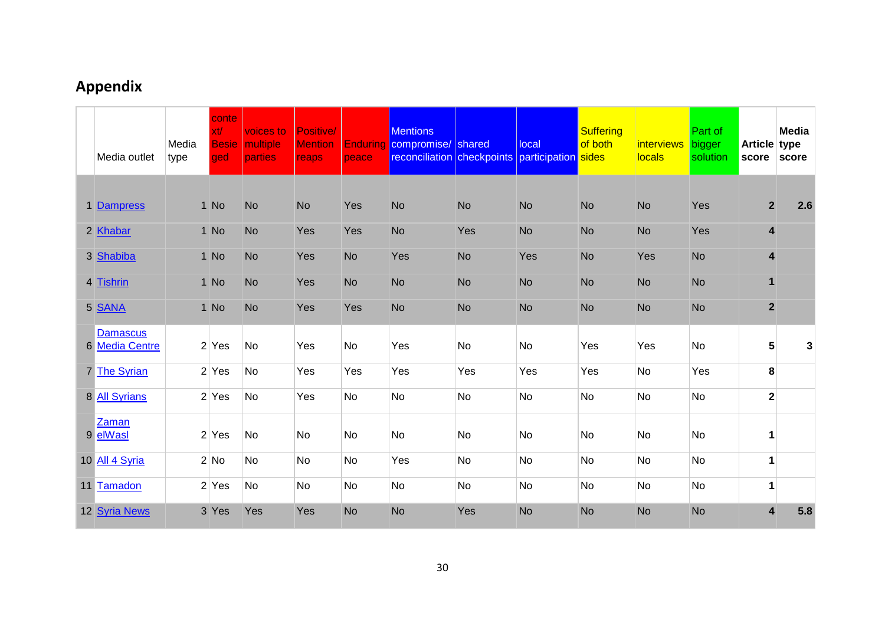## Appendix

| | Media outlet | Media type | context/ Besieged | voices to multiple parties | Positive/ Mention reaps | Enduring peace | Mentions compromise/ reconciliation | shared checkpoints | local participation | Suffering of both sides | interviews locals | Part of bigger solution | Article score | Media type score |
|---|---|---|---|---|---|---|---|---|---|---|---|---|---|---|
| 1 | Dampress | 1 | No | No | No | Yes | No | No | No | No | No | Yes | 2 | 2.6 |
| 2 | Khabar | 1 | No | No | Yes | Yes | No | Yes | No | No | No | Yes | 4 | |
| 3 | Shabiba | 1 | No | No | Yes | No | Yes | No | Yes | No | Yes | No | 4 | |
| 4 | Tishrin | 1 | No | No | Yes | No | No | No | No | No | No | No | 1 | |
| 5 | SANA | 1 | No | No | Yes | Yes | No | No | No | No | No | No | 2 | |
| 6 | Damascus Media Centre | 2 | Yes | No | Yes | No | Yes | No | No | Yes | Yes | No | 5 | 3 |
| 7 | The Syrian | 2 | Yes | No | Yes | Yes | Yes | Yes | Yes | Yes | No | Yes | 8 | |
| 8 | All Syrians | 2 | Yes | No | Yes | No | No | No | No | No | No | No | 2 | |
| 9 | Zaman elWasl | 2 | Yes | No | No | No | No | No | No | No | No | No | 1 | |
| 10 | All 4 Syria | 2 | No | No | No | No | Yes | No | No | No | No | No | 1 | |
| 11 | Tamadon | 2 | Yes | No | No | No | No | No | No | No | No | No | 1 | |
| 12 | Syria News | 3 | Yes | Yes | Yes | No | No | Yes | No | No | No | No | 4 | 5.8 |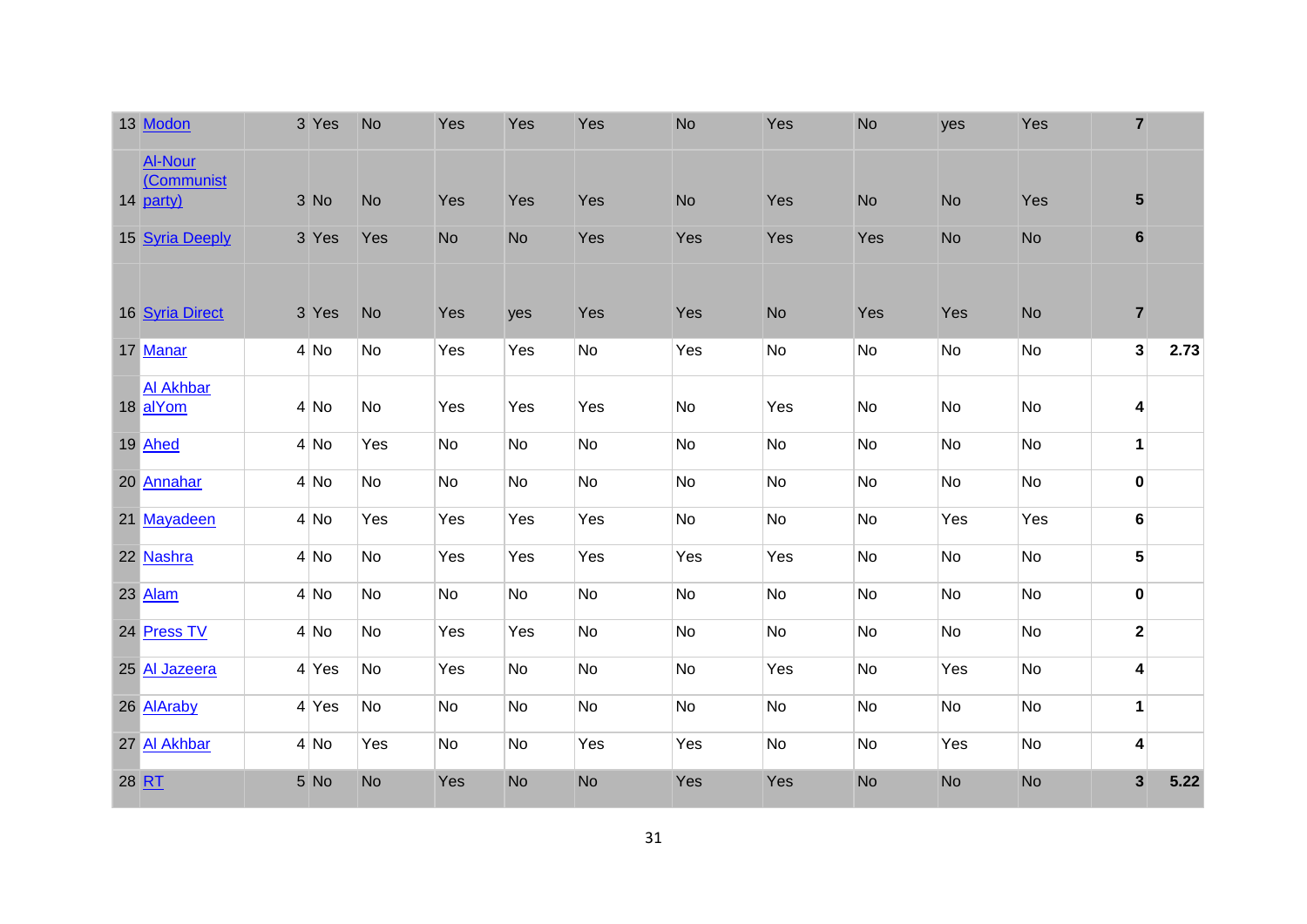| 13 | Modon | 3 | Yes | No | Yes | Yes | Yes | No | Yes | No | yes | Yes | 7 | |
|---|---|---|---|---|---|---|---|---|---|---|---|---|---|---|
| 14 | Al-Nour (Communist party) | 3 | No | No | Yes | Yes | Yes | No | Yes | No | No | Yes | 5 | |
| 15 | Syria Deeply | 3 | Yes | Yes | No | No | Yes | Yes | Yes | Yes | No | No | 6 | |
| 16 | Syria Direct | 3 | Yes | No | Yes | yes | Yes | Yes | No | Yes | Yes | No | 7 | |
| 17 | Manar | 4 | No | No | Yes | Yes | No | Yes | No | No | No | No | 3 | 2.73 |
| 18 | Al Akhbar alYom | 4 | No | No | Yes | Yes | Yes | No | Yes | No | No | No | 4 | |
| 19 | Ahed | 4 | No | Yes | No | No | No | No | No | No | No | No | 1 | |
| 20 | Annahar | 4 | No | No | No | No | No | No | No | No | No | No | 0 | |
| 21 | Mayadeen | 4 | No | Yes | Yes | Yes | Yes | No | No | No | Yes | Yes | 6 | |
| 22 | Nashra | 4 | No | No | Yes | Yes | Yes | Yes | Yes | No | No | No | 5 | |
| 23 | Alam | 4 | No | No | No | No | No | No | No | No | No | No | 0 | |
| 24 | Press TV | 4 | No | No | Yes | Yes | No | No | No | No | No | No | 2 | |
| 25 | Al Jazeera | 4 | Yes | No | Yes | No | No | No | Yes | No | Yes | No | 4 | |
| 26 | AlAraby | 4 | Yes | No | No | No | No | No | No | No | No | No | 1 | |
| 27 | Al Akhbar | 4 | No | Yes | No | No | Yes | Yes | No | No | Yes | No | 4 | |
| 28 | RT | 5 | No | No | Yes | No | No | Yes | Yes | No | No | No | 3 | 5.22 |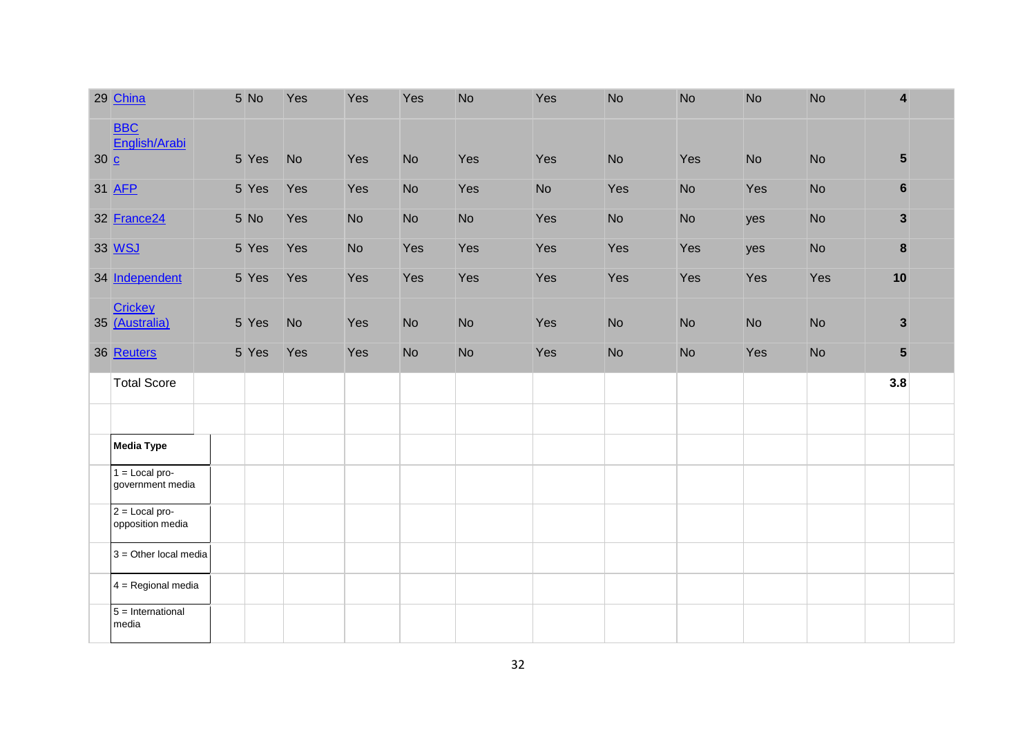| | | | | | | | | | | | | | |
|---|---|---|---|---|---|---|---|---|---|---|---|---|---|
| 29 | China | 5 | No | Yes | Yes | Yes | No | Yes | No | No | No | No | **4** |
| 30 | BBC English/Arabic | 5 | Yes | No | Yes | No | Yes | Yes | No | Yes | No | No | **5** |
| 31 | AFP | 5 | Yes | Yes | Yes | No | Yes | No | Yes | No | Yes | No | **6** |
| 32 | France24 | 5 | No | Yes | No | No | No | Yes | No | No | yes | No | **3** |
| 33 | WSJ | 5 | Yes | Yes | No | Yes | Yes | Yes | Yes | Yes | yes | No | **8** |
| 34 | Independent | 5 | Yes | Yes | Yes | Yes | Yes | Yes | Yes | Yes | Yes | Yes | **10** |
| 35 | Crickey (Australia) | 5 | Yes | No | Yes | No | No | Yes | No | No | No | No | **3** |
| 36 | Reuters | 5 | Yes | Yes | Yes | No | No | Yes | No | No | Yes | No | **5** |
| | Total Score | | | | | | | | | | | | **3.8** |

**Media Type**

1 = Local pro-government media

2 = Local pro-opposition media

3 = Other local media

4 = Regional media

5 = International media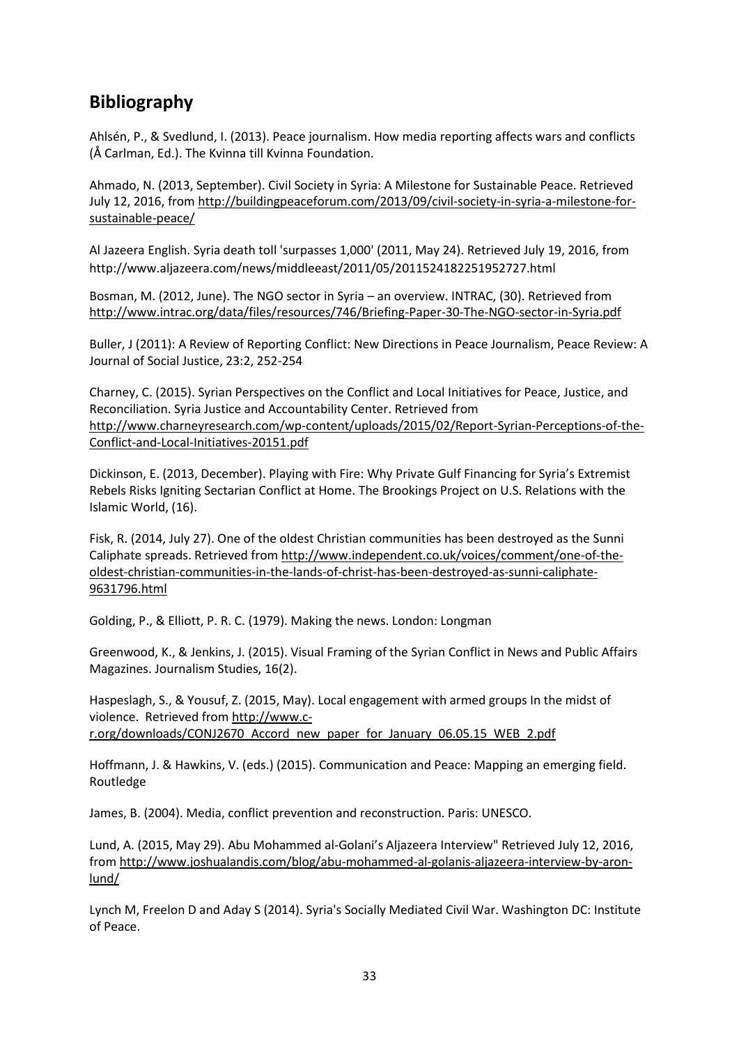## Bibliography

Ahlsén, P., & Svedlund, I. (2013). Peace journalism. How media reporting affects wars and conflicts (Å Carlman, Ed.). The Kvinna till Kvinna Foundation.

Ahmado, N. (2013, September). Civil Society in Syria: A Milestone for Sustainable Peace. Retrieved July 12, 2016, from http://buildingpeaceforum.com/2013/09/civil-society-in-syria-a-milestone-for-sustainable-peace/

Al Jazeera English. Syria death toll 'surpasses 1,000' (2011, May 24). Retrieved July 19, 2016, from http://www.aljazeera.com/news/middleeast/2011/05/2011524182251952727.html

Bosman, M. (2012, June). The NGO sector in Syria – an overview. INTRAC, (30). Retrieved from http://www.intrac.org/data/files/resources/746/Briefing-Paper-30-The-NGO-sector-in-Syria.pdf

Buller, J (2011): A Review of Reporting Conflict: New Directions in Peace Journalism, Peace Review: A Journal of Social Justice, 23:2, 252-254

Charney, C. (2015). Syrian Perspectives on the Conflict and Local Initiatives for Peace, Justice, and Reconciliation. Syria Justice and Accountability Center. Retrieved from http://www.charneyresearch.com/wp-content/uploads/2015/02/Report-Syrian-Perceptions-of-the-Conflict-and-Local-Initiatives-20151.pdf

Dickinson, E. (2013, December). Playing with Fire: Why Private Gulf Financing for Syria's Extremist Rebels Risks Igniting Sectarian Conflict at Home. The Brookings Project on U.S. Relations with the Islamic World, (16).

Fisk, R. (2014, July 27). One of the oldest Christian communities has been destroyed as the Sunni Caliphate spreads. Retrieved from http://www.independent.co.uk/voices/comment/one-of-the-oldest-christian-communities-in-the-lands-of-christ-has-been-destroyed-as-sunni-caliphate-9631796.html

Golding, P., & Elliott, P. R. C. (1979). Making the news. London: Longman

Greenwood, K., & Jenkins, J. (2015). Visual Framing of the Syrian Conflict in News and Public Affairs Magazines. Journalism Studies, 16(2).

Haspeslagh, S., & Yousuf, Z. (2015, May). Local engagement with armed groups In the midst of violence. Retrieved from http://www.c-r.org/downloads/CONJ2670_Accord_new_paper_for_January_06.05.15_WEB_2.pdf

Hoffmann, J. & Hawkins, V. (eds.) (2015). Communication and Peace: Mapping an emerging field. Routledge

James, B. (2004). Media, conflict prevention and reconstruction. Paris: UNESCO.

Lund, A. (2015, May 29). Abu Mohammed al-Golani's Aljazeera Interview" Retrieved July 12, 2016, from http://www.joshualandis.com/blog/abu-mohammed-al-golanis-aljazeera-interview-by-aron-lund/

Lynch M, Freelon D and Aday S (2014). Syria's Socially Mediated Civil War. Washington DC: Institute of Peace.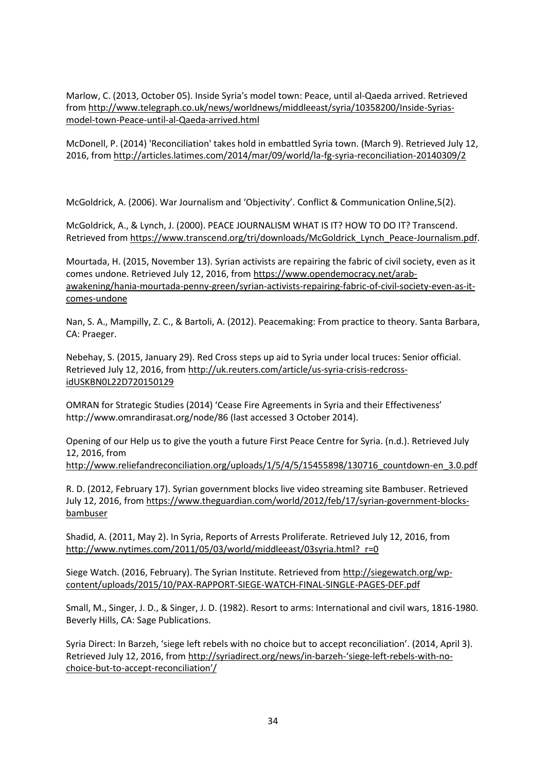Marlow, C. (2013, October 05). Inside Syria's model town: Peace, until al-Qaeda arrived. Retrieved from http://www.telegraph.co.uk/news/worldnews/middleeast/syria/10358200/Inside-Syrias-model-town-Peace-until-al-Qaeda-arrived.html

McDonell, P. (2014) 'Reconciliation' takes hold in embattled Syria town. (March 9). Retrieved July 12, 2016, from http://articles.latimes.com/2014/mar/09/world/la-fg-syria-reconciliation-20140309/2

McGoldrick, A. (2006). War Journalism and 'Objectivity'. Conflict & Communication Online,5(2).

McGoldrick, A., & Lynch, J. (2000). PEACE JOURNALISM WHAT IS IT? HOW TO DO IT? Transcend. Retrieved from https://www.transcend.org/tri/downloads/McGoldrick_Lynch_Peace-Journalism.pdf.

Mourtada, H. (2015, November 13). Syrian activists are repairing the fabric of civil society, even as it comes undone. Retrieved July 12, 2016, from https://www.opendemocracy.net/arab-awakening/hania-mourtada-penny-green/syrian-activists-repairing-fabric-of-civil-society-even-as-it-comes-undone

Nan, S. A., Mampilly, Z. C., & Bartoli, A. (2012). Peacemaking: From practice to theory. Santa Barbara, CA: Praeger.

Nebehay, S. (2015, January 29). Red Cross steps up aid to Syria under local truces: Senior official. Retrieved July 12, 2016, from http://uk.reuters.com/article/us-syria-crisis-redcross-idUSKBN0L22D720150129

OMRAN for Strategic Studies (2014) 'Cease Fire Agreements in Syria and their Effectiveness' http://www.omrandirasat.org/node/86 (last accessed 3 October 2014).

Opening of our Help us to give the youth a future First Peace Centre for Syria. (n.d.). Retrieved July 12, 2016, from http://www.reliefandreconciliation.org/uploads/1/5/4/5/15455898/130716_countdown-en_3.0.pdf

R. D. (2012, February 17). Syrian government blocks live video streaming site Bambuser. Retrieved July 12, 2016, from https://www.theguardian.com/world/2012/feb/17/syrian-government-blocks-bambuser

Shadid, A. (2011, May 2). In Syria, Reports of Arrests Proliferate. Retrieved July 12, 2016, from http://www.nytimes.com/2011/05/03/world/middleeast/03syria.html?_r=0

Siege Watch. (2016, February). The Syrian Institute. Retrieved from http://siegewatch.org/wp-content/uploads/2015/10/PAX-RAPPORT-SIEGE-WATCH-FINAL-SINGLE-PAGES-DEF.pdf

Small, M., Singer, J. D., & Singer, J. D. (1982). Resort to arms: International and civil wars, 1816-1980. Beverly Hills, CA: Sage Publications.

Syria Direct: In Barzeh, 'siege left rebels with no choice but to accept reconciliation'. (2014, April 3). Retrieved July 12, 2016, from http://syriadirect.org/news/in-barzeh-'siege-left-rebels-with-no-choice-but-to-accept-reconciliation'/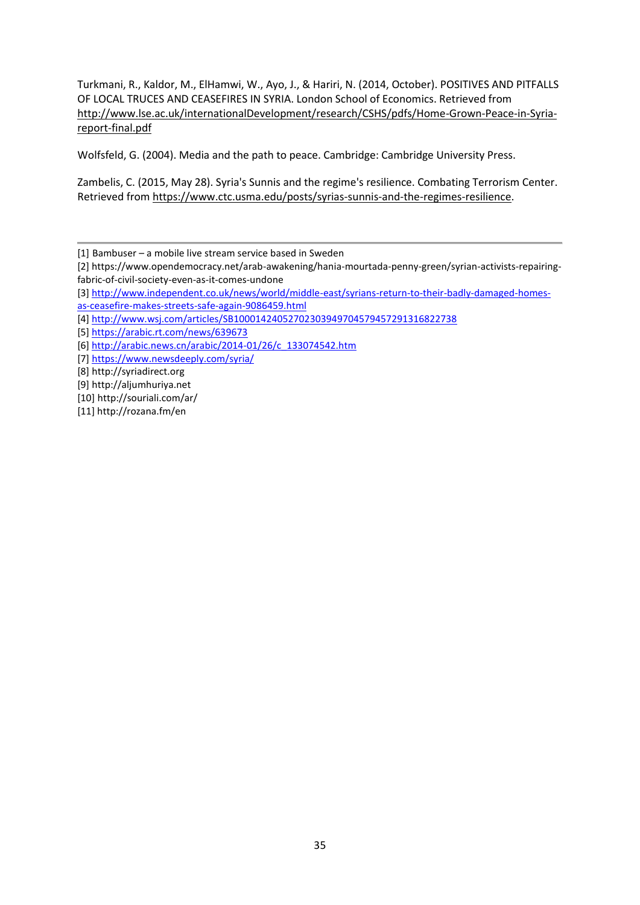Turkmani, R., Kaldor, M., ElHamwi, W., Ayo, J., & Hariri, N. (2014, October). POSITIVES AND PITFALLS OF LOCAL TRUCES AND CEASEFIRES IN SYRIA. London School of Economics. Retrieved from http://www.lse.ac.uk/internationalDevelopment/research/CSHS/pdfs/Home-Grown-Peace-in-Syria-report-final.pdf

Wolfsfeld, G. (2004). Media and the path to peace. Cambridge: Cambridge University Press.

Zambelis, C. (2015, May 28). Syria's Sunnis and the regime's resilience. Combating Terrorism Center. Retrieved from https://www.ctc.usma.edu/posts/syrias-sunnis-and-the-regimes-resilience.

---

[1] Bambuser – a mobile live stream service based in Sweden

[2] https://www.opendemocracy.net/arab-awakening/hania-mourtada-penny-green/syrian-activists-repairing-fabric-of-civil-society-even-as-it-comes-undone

[3] http://www.independent.co.uk/news/world/middle-east/syrians-return-to-their-badly-damaged-homes-as-ceasefire-makes-streets-safe-again-9086459.html

[4] http://www.wsj.com/articles/SB10001424052702303949704579457291316822738

[5] https://arabic.rt.com/news/639673

[6] http://arabic.news.cn/arabic/2014-01/26/c_133074542.htm

[7] https://www.newsdeeply.com/syria/

[8] http://syriadirect.org

[9] http://aljumhuriya.net

[10] http://souriali.com/ar/

[11] http://rozana.fm/en